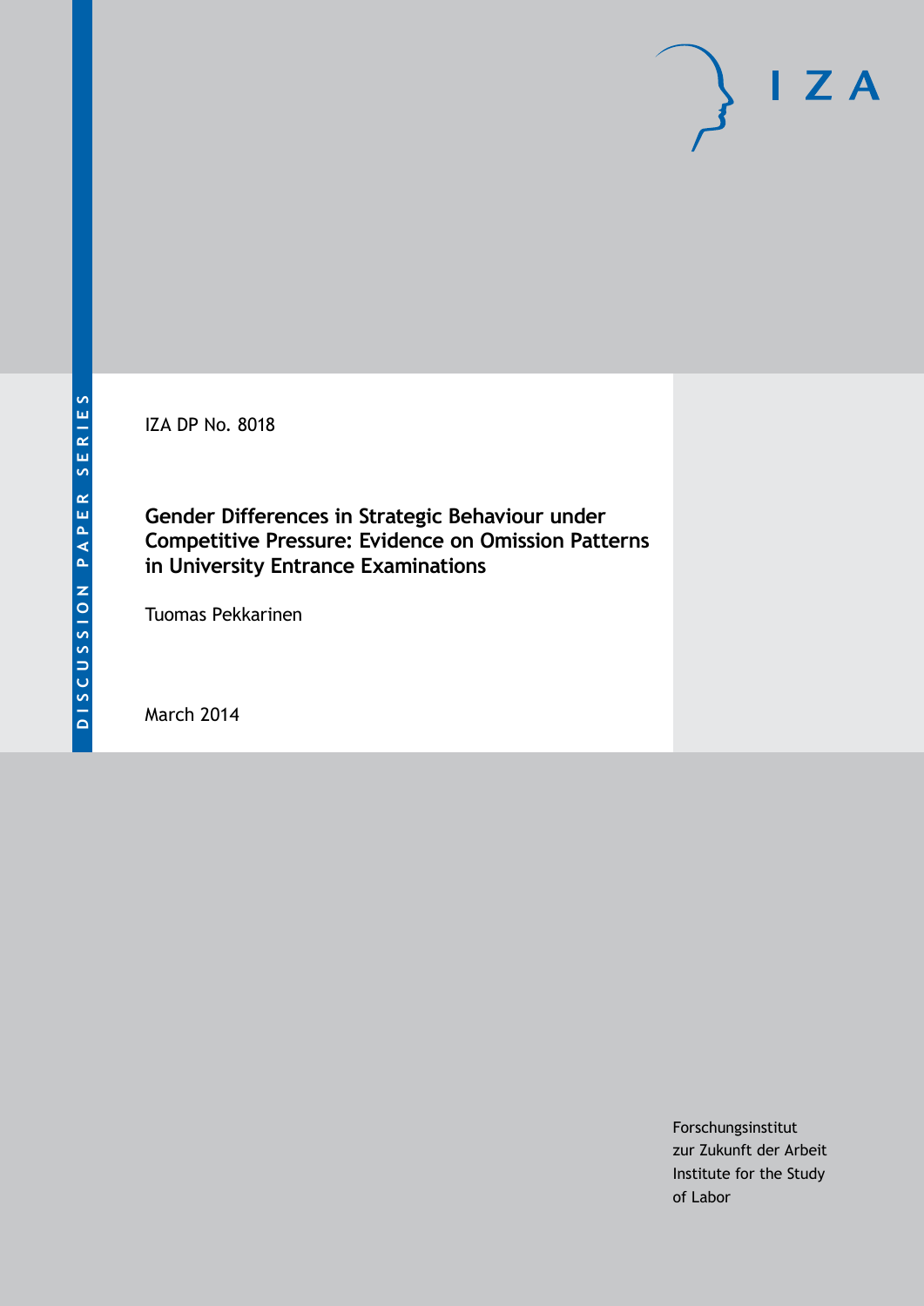IZA DP No. 8018

# Gender Differences in Strategic Behaviour under Competitive Pressure: Evidence on Omission Patterns in University Entrance Examinations

Tuomas Pekkarinen

March 2014

Forschungsinstitut
zur Zukunft der Arbeit
Institute for the Study
of Labor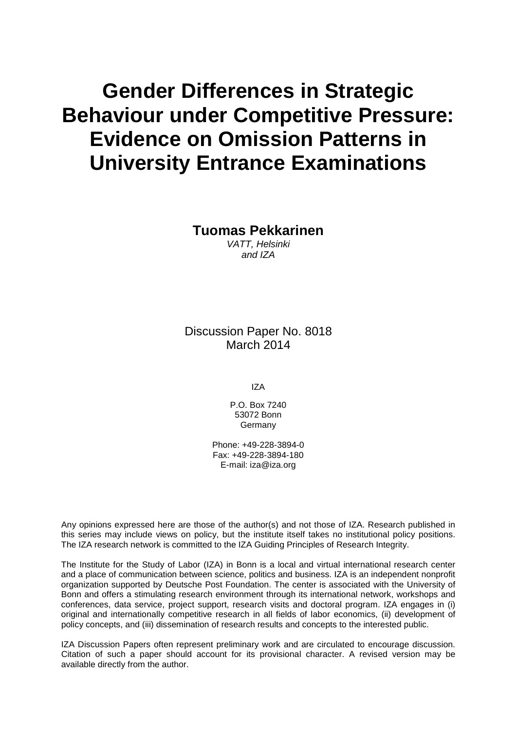# Gender Differences in Strategic Behaviour under Competitive Pressure: Evidence on Omission Patterns in University Entrance Examinations

**Tuomas Pekkarinen**

*VATT, Helsinki*
*and IZA*

Discussion Paper No. 8018
March 2014

IZA

P.O. Box 7240
53072 Bonn
Germany

Phone: +49-228-3894-0
Fax: +49-228-3894-180
E-mail: iza@iza.org

Any opinions expressed here are those of the author(s) and not those of IZA. Research published in this series may include views on policy, but the institute itself takes no institutional policy positions. The IZA research network is committed to the IZA Guiding Principles of Research Integrity.

The Institute for the Study of Labor (IZA) in Bonn is a local and virtual international research center and a place of communication between science, politics and business. IZA is an independent nonprofit organization supported by Deutsche Post Foundation. The center is associated with the University of Bonn and offers a stimulating research environment through its international network, workshops and conferences, data service, project support, research visits and doctoral program. IZA engages in (i) original and internationally competitive research in all fields of labor economics, (ii) development of policy concepts, and (iii) dissemination of research results and concepts to the interested public.

IZA Discussion Papers often represent preliminary work and are circulated to encourage discussion. Citation of such a paper should account for its provisional character. A revised version may be available directly from the author.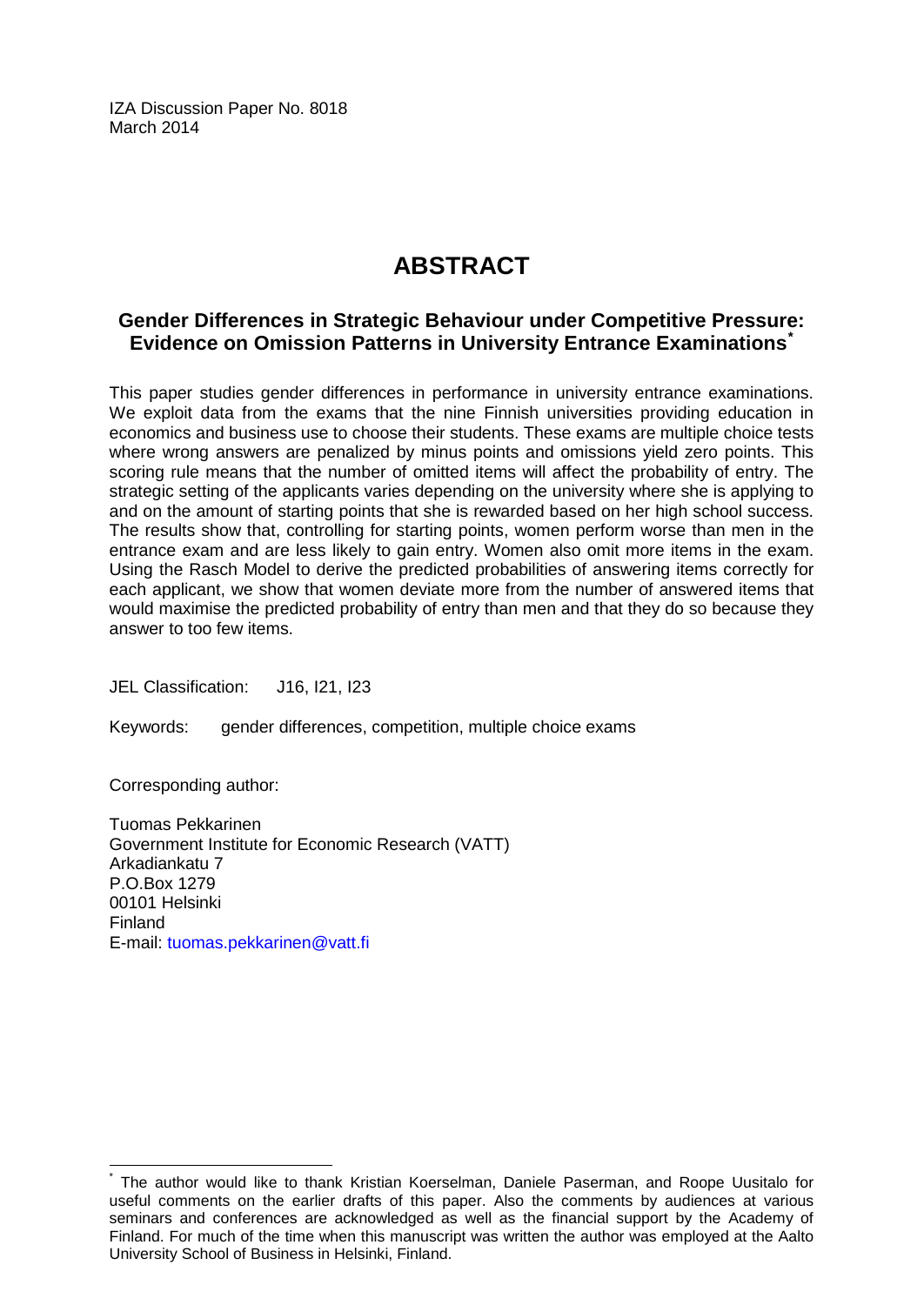IZA Discussion Paper No. 8018
March 2014

# ABSTRACT

## Gender Differences in Strategic Behaviour under Competitive Pressure: Evidence on Omission Patterns in University Entrance Examinations*

This paper studies gender differences in performance in university entrance examinations. We exploit data from the exams that the nine Finnish universities providing education in economics and business use to choose their students. These exams are multiple choice tests where wrong answers are penalized by minus points and omissions yield zero points. This scoring rule means that the number of omitted items will affect the probability of entry. The strategic setting of the applicants varies depending on the university where she is applying to and on the amount of starting points that she is rewarded based on her high school success. The results show that, controlling for starting points, women perform worse than men in the entrance exam and are less likely to gain entry. Women also omit more items in the exam. Using the Rasch Model to derive the predicted probabilities of answering items correctly for each applicant, we show that women deviate more from the number of answered items that would maximise the predicted probability of entry than men and that they do so because they answer to too few items.

JEL Classification: J16, I21, I23

Keywords: gender differences, competition, multiple choice exams

Corresponding author:

Tuomas Pekkarinen
Government Institute for Economic Research (VATT)
Arkadiankatu 7
P.O.Box 1279
00101 Helsinki
Finland
E-mail: tuomas.pekkarinen@vatt.fi

---

* The author would like to thank Kristian Koerselman, Daniele Paserman, and Roope Uusitalo for useful comments on the earlier drafts of this paper. Also the comments by audiences at various seminars and conferences are acknowledged as well as the financial support by the Academy of Finland. For much of the time when this manuscript was written the author was employed at the Aalto University School of Business in Helsinki, Finland.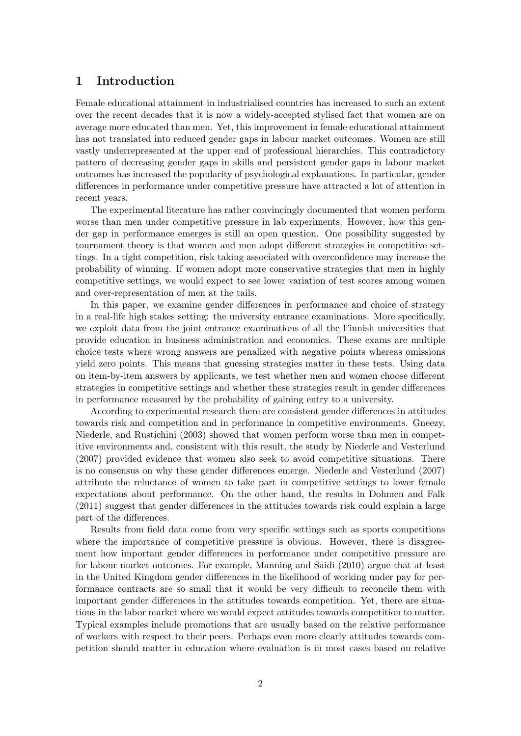## 1 Introduction

Female educational attainment in industrialised countries has increased to such an extent over the recent decades that it is now a widely-accepted stylised fact that women are on average more educated than men. Yet, this improvement in female educational attainment has not translated into reduced gender gaps in labour market outcomes. Women are still vastly underrepresented at the upper end of professional hierarchies. This contradictory pattern of decreasing gender gaps in skills and persistent gender gaps in labour market outcomes has increased the popularity of psychological explanations. In particular, gender differences in performance under competitive pressure have attracted a lot of attention in recent years.

The experimental literature has rather convincingly documented that women perform worse than men under competitive pressure in lab experiments. However, how this gender gap in performance emerges is still an open question. One possibility suggested by tournament theory is that women and men adopt different strategies in competitive settings. In a tight competition, risk taking associated with overconfidence may increase the probability of winning. If women adopt more conservative strategies that men in highly competitive settings, we would expect to see lower variation of test scores among women and over-representation of men at the tails.

In this paper, we examine gender differences in performance and choice of strategy in a real-life high stakes setting: the university entrance examinations. More specifically, we exploit data from the joint entrance examinations of all the Finnish universities that provide education in business administration and economics. These exams are multiple choice tests where wrong answers are penalized with negative points whereas omissions yield zero points. This means that guessing strategies matter in these tests. Using data on item-by-item answers by applicants, we test whether men and women choose different strategies in competitive settings and whether these strategies result in gender differences in performance measured by the probability of gaining entry to a university.

According to experimental research there are consistent gender differences in attitudes towards risk and competition and in performance in competitive environments. Gneezy, Niederle, and Rustichini (2003) showed that women perform worse than men in competitive environments and, consistent with this result, the study by Niederle and Vesterlund (2007) provided evidence that women also seek to avoid competitive situations. There is no consensus on why these gender differences emerge. Niederle and Vesterlund (2007) attribute the reluctance of women to take part in competitive settings to lower female expectations about performance. On the other hand, the results in Dohmen and Falk (2011) suggest that gender differences in the attitudes towards risk could explain a large part of the differences.

Results from field data come from very specific settings such as sports competitions where the importance of competitive pressure is obvious. However, there is disagreement how important gender differences in performance under competitive pressure are for labour market outcomes. For example, Manning and Saidi (2010) argue that at least in the United Kingdom gender differences in the likelihood of working under pay for performance contracts are so small that it would be very difficult to reconcile them with important gender differences in the attitudes towards competition. Yet, there are situations in the labor market where we would expect attitudes towards competition to matter. Typical examples include promotions that are usually based on the relative performance of workers with respect to their peers. Perhaps even more clearly attitudes towards competition should matter in education where evaluation is in most cases based on relative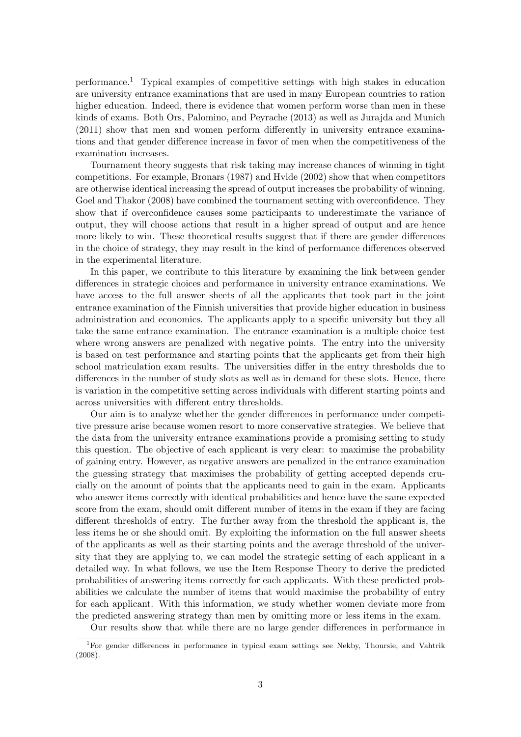performance.[1] Typical examples of competitive settings with high stakes in education are university entrance examinations that are used in many European countries to ration higher education. Indeed, there is evidence that women perform worse than men in these kinds of exams. Both Ors, Palomino, and Peyrache (2013) as well as Jurajda and Munich (2011) show that men and women perform differently in university entrance examinations and that gender difference increase in favor of men when the competitiveness of the examination increases.

Tournament theory suggests that risk taking may increase chances of winning in tight competitions. For example, Bronars (1987) and Hvide (2002) show that when competitors are otherwise identical increasing the spread of output increases the probability of winning. Goel and Thakor (2008) have combined the tournament setting with overconfidence. They show that if overconfidence causes some participants to underestimate the variance of output, they will choose actions that result in a higher spread of output and are hence more likely to win. These theoretical results suggest that if there are gender differences in the choice of strategy, they may result in the kind of performance differences observed in the experimental literature.

In this paper, we contribute to this literature by examining the link between gender differences in strategic choices and performance in university entrance examinations. We have access to the full answer sheets of all the applicants that took part in the joint entrance examination of the Finnish universities that provide higher education in business administration and economics. The applicants apply to a specific university but they all take the same entrance examination. The entrance examination is a multiple choice test where wrong answers are penalized with negative points. The entry into the university is based on test performance and starting points that the applicants get from their high school matriculation exam results. The universities differ in the entry thresholds due to differences in the number of study slots as well as in demand for these slots. Hence, there is variation in the competitive setting across individuals with different starting points and across universities with different entry thresholds.

Our aim is to analyze whether the gender differences in performance under competitive pressure arise because women resort to more conservative strategies. We believe that the data from the university entrance examinations provide a promising setting to study this question. The objective of each applicant is very clear: to maximise the probability of gaining entry. However, as negative answers are penalized in the entrance examination the guessing strategy that maximises the probability of getting accepted depends crucially on the amount of points that the applicants need to gain in the exam. Applicants who answer items correctly with identical probabilities and hence have the same expected score from the exam, should omit different number of items in the exam if they are facing different thresholds of entry. The further away from the threshold the applicant is, the less items he or she should omit. By exploiting the information on the full answer sheets of the applicants as well as their starting points and the average threshold of the university that they are applying to, we can model the strategic setting of each applicant in a detailed way. In what follows, we use the Item Response Theory to derive the predicted probabilities of answering items correctly for each applicants. With these predicted probabilities we calculate the number of items that would maximise the probability of entry for each applicant. With this information, we study whether women deviate more from the predicted answering strategy than men by omitting more or less items in the exam.

Our results show that while there are no large gender differences in performance in

[1] For gender differences in performance in typical exam settings see Nekby, Thoursie, and Vahtrik (2008).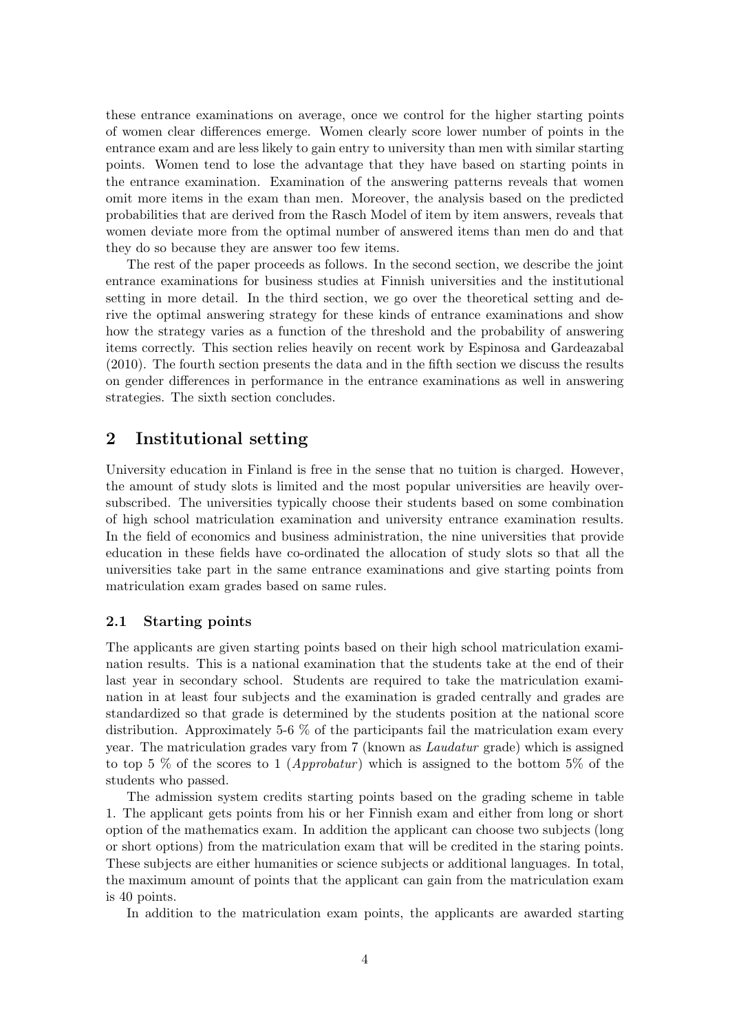these entrance examinations on average, once we control for the higher starting points of women clear differences emerge. Women clearly score lower number of points in the entrance exam and are less likely to gain entry to university than men with similar starting points. Women tend to lose the advantage that they have based on starting points in the entrance examination. Examination of the answering patterns reveals that women omit more items in the exam than men. Moreover, the analysis based on the predicted probabilities that are derived from the Rasch Model of item by item answers, reveals that women deviate more from the optimal number of answered items than men do and that they do so because they are answer too few items.

The rest of the paper proceeds as follows. In the second section, we describe the joint entrance examinations for business studies at Finnish universities and the institutional setting in more detail. In the third section, we go over the theoretical setting and derive the optimal answering strategy for these kinds of entrance examinations and show how the strategy varies as a function of the threshold and the probability of answering items correctly. This section relies heavily on recent work by Espinosa and Gardeazabal (2010). The fourth section presents the data and in the fifth section we discuss the results on gender differences in performance in the entrance examinations as well in answering strategies. The sixth section concludes.

## 2 Institutional setting

University education in Finland is free in the sense that no tuition is charged. However, the amount of study slots is limited and the most popular universities are heavily oversubscribed. The universities typically choose their students based on some combination of high school matriculation examination and university entrance examination results. In the field of economics and business administration, the nine universities that provide education in these fields have co-ordinated the allocation of study slots so that all the universities take part in the same entrance examinations and give starting points from matriculation exam grades based on same rules.

### 2.1 Starting points

The applicants are given starting points based on their high school matriculation examination results. This is a national examination that the students take at the end of their last year in secondary school. Students are required to take the matriculation examination in at least four subjects and the examination is graded centrally and grades are standardized so that grade is determined by the students position at the national score distribution. Approximately 5-6 % of the participants fail the matriculation exam every year. The matriculation grades vary from 7 (known as *Laudatur* grade) which is assigned to top 5 % of the scores to 1 (*Approbatur*) which is assigned to the bottom 5% of the students who passed.

The admission system credits starting points based on the grading scheme in table 1. The applicant gets points from his or her Finnish exam and either from long or short option of the mathematics exam. In addition the applicant can choose two subjects (long or short options) from the matriculation exam that will be credited in the staring points. These subjects are either humanities or science subjects or additional languages. In total, the maximum amount of points that the applicant can gain from the matriculation exam is 40 points.

In addition to the matriculation exam points, the applicants are awarded starting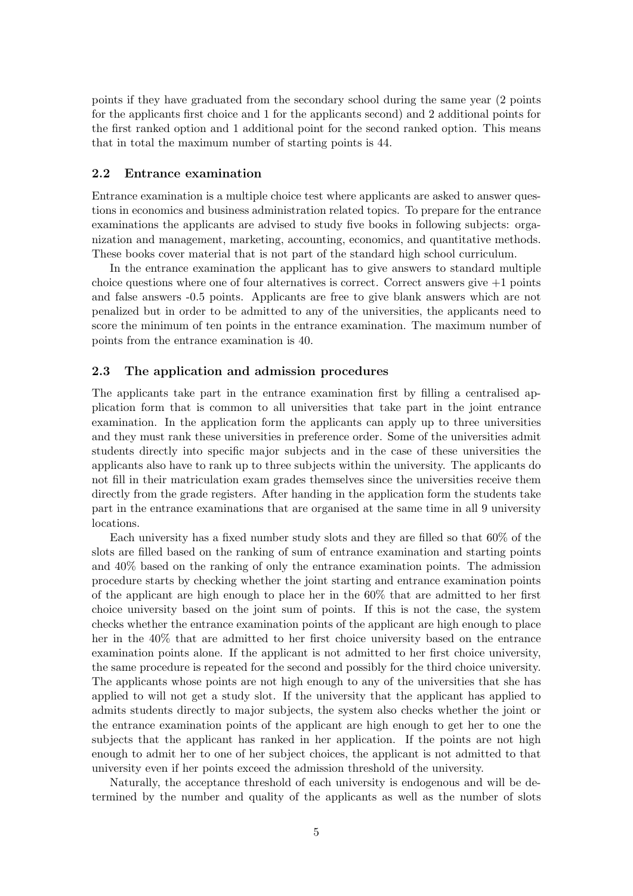points if they have graduated from the secondary school during the same year (2 points for the applicants first choice and 1 for the applicants second) and 2 additional points for the first ranked option and 1 additional point for the second ranked option. This means that in total the maximum number of starting points is 44.

### 2.2 Entrance examination

Entrance examination is a multiple choice test where applicants are asked to answer questions in economics and business administration related topics. To prepare for the entrance examinations the applicants are advised to study five books in following subjects: organization and management, marketing, accounting, economics, and quantitative methods. These books cover material that is not part of the standard high school curriculum.

In the entrance examination the applicant has to give answers to standard multiple choice questions where one of four alternatives is correct. Correct answers give +1 points and false answers -0.5 points. Applicants are free to give blank answers which are not penalized but in order to be admitted to any of the universities, the applicants need to score the minimum of ten points in the entrance examination. The maximum number of points from the entrance examination is 40.

### 2.3 The application and admission procedures

The applicants take part in the entrance examination first by filling a centralised application form that is common to all universities that take part in the joint entrance examination. In the application form the applicants can apply up to three universities and they must rank these universities in preference order. Some of the universities admit students directly into specific major subjects and in the case of these universities the applicants also have to rank up to three subjects within the university. The applicants do not fill in their matriculation exam grades themselves since the universities receive them directly from the grade registers. After handing in the application form the students take part in the entrance examinations that are organised at the same time in all 9 university locations.

Each university has a fixed number study slots and they are filled so that 60% of the slots are filled based on the ranking of sum of entrance examination and starting points and 40% based on the ranking of only the entrance examination points. The admission procedure starts by checking whether the joint starting and entrance examination points of the applicant are high enough to place her in the 60% that are admitted to her first choice university based on the joint sum of points. If this is not the case, the system checks whether the entrance examination points of the applicant are high enough to place her in the 40% that are admitted to her first choice university based on the entrance examination points alone. If the applicant is not admitted to her first choice university, the same procedure is repeated for the second and possibly for the third choice university. The applicants whose points are not high enough to any of the universities that she has applied to will not get a study slot. If the university that the applicant has applied to admits students directly to major subjects, the system also checks whether the joint or the entrance examination points of the applicant are high enough to get her to one the subjects that the applicant has ranked in her application. If the points are not high enough to admit her to one of her subject choices, the applicant is not admitted to that university even if her points exceed the admission threshold of the university.

Naturally, the acceptance threshold of each university is endogenous and will be determined by the number and quality of the applicants as well as the number of slots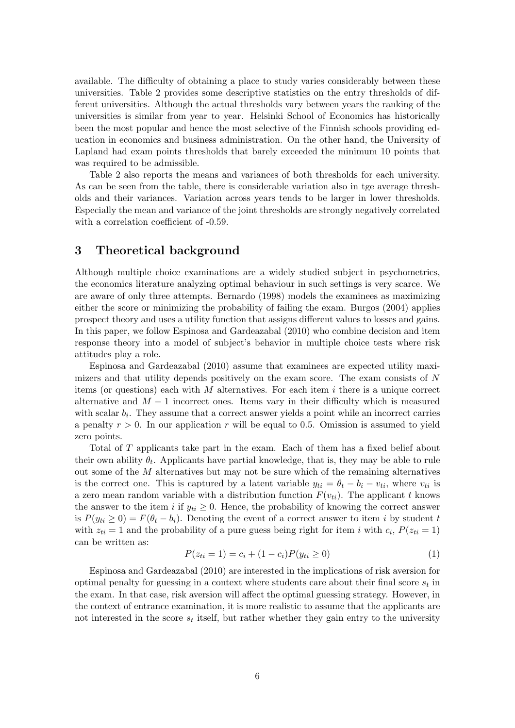available. The difficulty of obtaining a place to study varies considerably between these universities. Table 2 provides some descriptive statistics on the entry thresholds of different universities. Although the actual thresholds vary between years the ranking of the universities is similar from year to year. Helsinki School of Economics has historically been the most popular and hence the most selective of the Finnish schools providing education in economics and business administration. On the other hand, the University of Lapland had exam points thresholds that barely exceeded the minimum 10 points that was required to be admissible.

Table 2 also reports the means and variances of both thresholds for each university. As can be seen from the table, there is considerable variation also in tge average thresholds and their variances. Variation across years tends to be larger in lower thresholds. Especially the mean and variance of the joint thresholds are strongly negatively correlated with a correlation coefficient of -0.59.

# 3 Theoretical background

Although multiple choice examinations are a widely studied subject in psychometrics, the economics literature analyzing optimal behaviour in such settings is very scarce. We are aware of only three attempts. Bernardo (1998) models the examinees as maximizing either the score or minimizing the probability of failing the exam. Burgos (2004) applies prospect theory and uses a utility function that assigns different values to losses and gains. In this paper, we follow Espinosa and Gardeazabal (2010) who combine decision and item response theory into a model of subject's behavior in multiple choice tests where risk attitudes play a role.

Espinosa and Gardeazabal (2010) assume that examinees are expected utility maximizers and that utility depends positively on the exam score. The exam consists of $N$ items (or questions) each with $M$ alternatives. For each item $i$ there is a unique correct alternative and $M-1$ incorrect ones. Items vary in their difficulty which is measured with scalar $b_i$. They assume that a correct answer yields a point while an incorrect carries a penalty $r > 0$. In our application $r$ will be equal to 0.5. Omission is assumed to yield zero points.

Total of $T$ applicants take part in the exam. Each of them has a fixed belief about their own ability $\theta_t$. Applicants have partial knowledge, that is, they may be able to rule out some of the $M$ alternatives but may not be sure which of the remaining alternatives is the correct one. This is captured by a latent variable $y_{ti} = \theta_t - b_i - v_{ti}$, where $v_{ti}$ is a zero mean random variable with a distribution function $F(v_{ti})$. The applicant $t$ knows the answer to the item $i$ if $y_{ti} \geq 0$. Hence, the probability of knowing the correct answer is $P(y_{ti} \geq 0) = F(\theta_t - b_i)$. Denoting the event of a correct answer to item $i$ by student $t$ with $z_{ti} = 1$ and the probability of a pure guess being right for item $i$ with $c_i$, $P(z_{ti} = 1)$ can be written as:

$$P(z_{ti} = 1) = c_i + (1 - c_i)P(y_{ti} \geq 0) \tag{1}$$

Espinosa and Gardeazabal (2010) are interested in the implications of risk aversion for optimal penalty for guessing in a context where students care about their final score $s_t$ in the exam. In that case, risk aversion will affect the optimal guessing strategy. However, in the context of entrance examination, it is more realistic to assume that the applicants are not interested in the score $s_t$ itself, but rather whether they gain entry to the university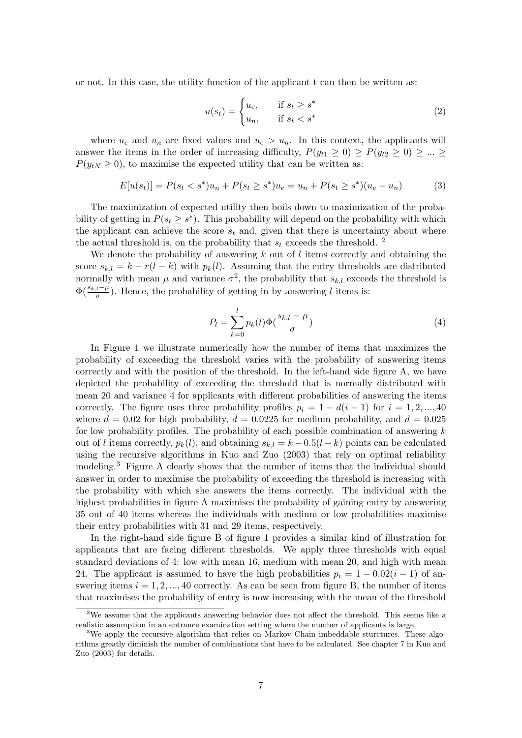or not. In this case, the utility function of the applicant t can then be written as:

$$u(s_t) = \begin{cases} u_e, & \text{if } s_t \geq s^* \\ u_n, & \text{if } s_t < s^* \end{cases} \tag{2}$$

where $u_e$ and $u_n$ are fixed values and $u_e > u_n$. In this context, the applicants will answer the items in the order of increasing difficulty, $P(y_{t1} \geq 0) \geq P(y_{t2} \geq 0) \geq ... \geq P(y_{tN} \geq 0)$, to maximise the expected utility that can be written as:

$$E[u(s_t)] = P(s_t < s^*)u_n + P(s_t \geq s^*)u_e = u_n + P(s_t \geq s^*)(u_e - u_n) \tag{3}$$

The maximization of expected utility then boils down to maximization of the probability of getting in $P(s_t \geq s^*)$. This probability will depend on the probability with which the applicant can achieve the score $s_t$ and, given that there is uncertainty about where the actual threshold is, on the probability that $s_t$ exceeds the threshold. [2]

We denote the probability of answering $k$ out of $l$ items correctly and obtaining the score $s_{k,l} = k - r(l-k)$ with $p_k(l)$. Assuming that the entry thresholds are distributed normally with mean $\mu$ and variance $\sigma^2$, the probability that $s_{k,l}$ exceeds the threshold is $\Phi(\frac{s_{k,l}-\mu}{\sigma})$. Hence, the probability of getting in by answering $l$ items is:

$$P_l = \sum_{k=0}^{l} p_k(l)\Phi(\frac{s_{k,l} - \mu}{\sigma}) \tag{4}$$

In Figure 1 we illustrate numerically how the number of items that maximizes the probability of exceeding the threshold varies with the probability of answering items correctly and with the position of the threshold. In the left-hand side figure A, we have depicted the probability of exceeding the threshold that is normally distributed with mean 20 and variance 4 for applicants with different probabilities of answering the items correctly. The figure uses three probability profiles $p_i = 1 - d(i-1)$ for $i = 1, 2, ..., 40$ where $d = 0.02$ for high probability, $d = 0.0225$ for medium probability, and $d = 0.025$ for low probability profiles. The probability of each possible combination of answering $k$ out of $l$ items correctly, $p_k(l)$, and obtaining $s_{k,l} = k - 0.5(l-k)$ points can be calculated using the recursive algorithms in Kuo and Zuo (2003) that rely on optimal reliability modeling.[3] Figure A clearly shows that the number of items that the individual should answer in order to maximise the probability of exceeding the threshold is increasing with the probability with which she answers the items correctly. The individual with the highest probabilities in figure A maximises the probability of gaining entry by answering 35 out of 40 items whereas the individuals with medium or low probabilities maximise their entry probabilities with 31 and 29 items, respectively.

In the right-hand side figure B of figure 1 provides a similar kind of illustration for applicants that are facing different thresholds. We apply three thresholds with equal standard deviations of 4: low with mean 16, medium with mean 20, and high with mean 24. The applicant is assumed to have the high probabilities $p_i = 1 - 0.02(i-1)$ of answering items $i = 1, 2, ..., 40$ correctly. As can be seen from figure B, the number of items that maximises the probability of entry is now increasing with the mean of the threshold

[2] We assume that the applicants answering behavior does not affect the threshold. This seems like a realistic assumption in an entrance examination setting where the number of applicants is large.

[3] We apply the recursive algorithm that relies on Markov Chain imbeddable sturctures. These algorithms greatly diminish the number of combinations that have to be calculated. See chapter 7 in Kuo and Zuo (2003) for details.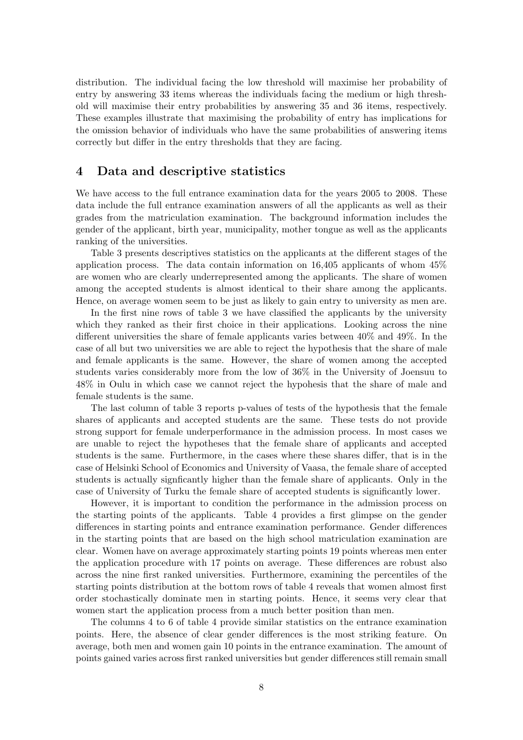distribution. The individual facing the low threshold will maximise her probability of entry by answering 33 items whereas the individuals facing the medium or high threshold will maximise their entry probabilities by answering 35 and 36 items, respectively. These examples illustrate that maximising the probability of entry has implications for the omission behavior of individuals who have the same probabilities of answering items correctly but differ in the entry thresholds that they are facing.

## 4 Data and descriptive statistics

We have access to the full entrance examination data for the years 2005 to 2008. These data include the full entrance examination answers of all the applicants as well as their grades from the matriculation examination. The background information includes the gender of the applicant, birth year, municipality, mother tongue as well as the applicants ranking of the universities.

Table 3 presents descriptives statistics on the applicants at the different stages of the application process. The data contain information on 16,405 applicants of whom 45% are women who are clearly underrepresented among the applicants. The share of women among the accepted students is almost identical to their share among the applicants. Hence, on average women seem to be just as likely to gain entry to university as men are.

In the first nine rows of table 3 we have classified the applicants by the university which they ranked as their first choice in their applications. Looking across the nine different universities the share of female applicants varies between 40% and 49%. In the case of all but two universities we are able to reject the hypothesis that the share of male and female applicants is the same. However, the share of women among the accepted students varies considerably more from the low of 36% in the University of Joensuu to 48% in Oulu in which case we cannot reject the hypohesis that the share of male and female students is the same.

The last column of table 3 reports p-values of tests of the hypothesis that the female shares of applicants and accepted students are the same. These tests do not provide strong support for female underperformance in the admission process. In most cases we are unable to reject the hypotheses that the female share of applicants and accepted students is the same. Furthermore, in the cases where these shares differ, that is in the case of Helsinki School of Economics and University of Vaasa, the female share of accepted students is actually signficantly higher than the female share of applicants. Only in the case of University of Turku the female share of accepted students is significantly lower.

However, it is important to condition the performance in the admission process on the starting points of the applicants. Table 4 provides a first glimpse on the gender differences in starting points and entrance examination performance. Gender differences in the starting points that are based on the high school matriculation examination are clear. Women have on average approximately starting points 19 points whereas men enter the application procedure with 17 points on average. These differences are robust also across the nine first ranked universities. Furthermore, examining the percentiles of the starting points distribution at the bottom rows of table 4 reveals that women almost first order stochastically dominate men in starting points. Hence, it seems very clear that women start the application process from a much better position than men.

The columns 4 to 6 of table 4 provide similar statistics on the entrance examination points. Here, the absence of clear gender differences is the most striking feature. On average, both men and women gain 10 points in the entrance examination. The amount of points gained varies across first ranked universities but gender differences still remain small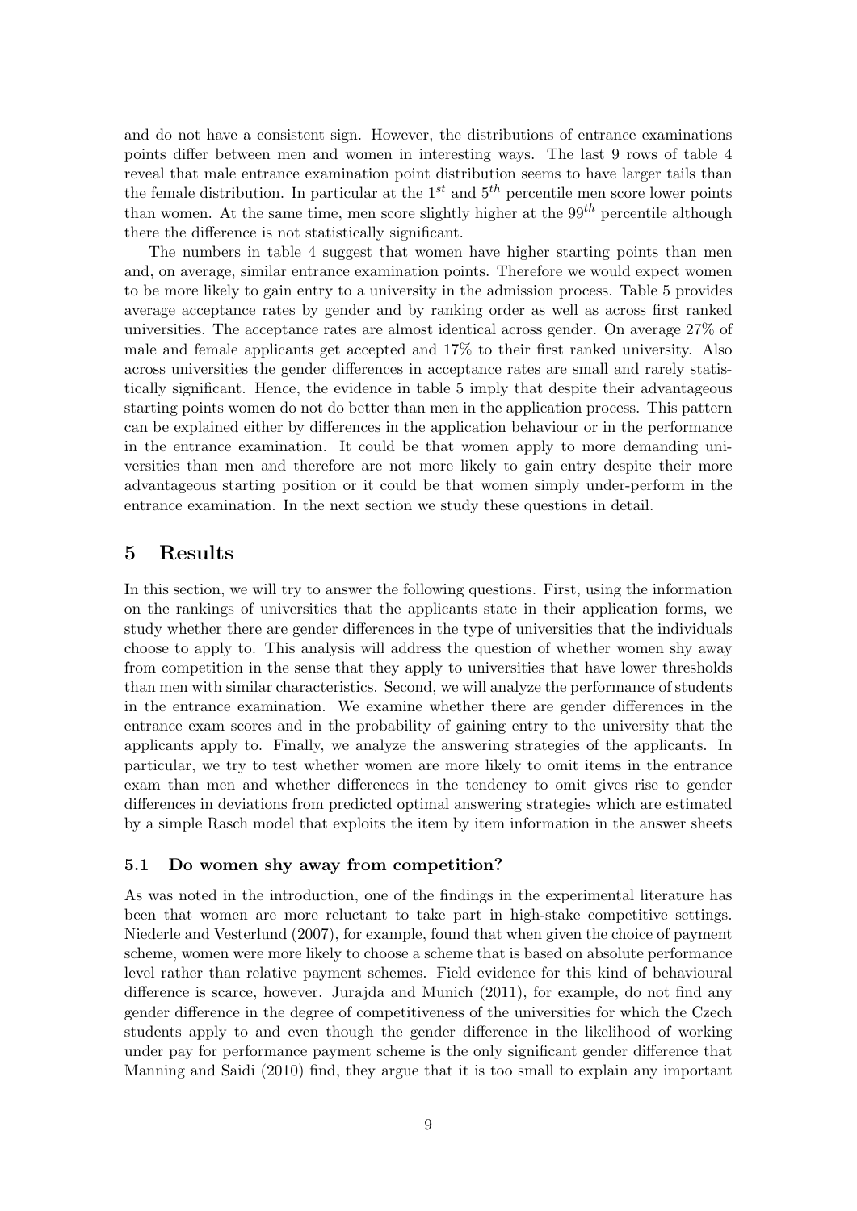and do not have a consistent sign. However, the distributions of entrance examinations points differ between men and women in interesting ways. The last 9 rows of table 4 reveal that male entrance examination point distribution seems to have larger tails than the female distribution. In particular at the $1^{st}$ and $5^{th}$ percentile men score lower points than women. At the same time, men score slightly higher at the $99^{th}$ percentile although there the difference is not statistically significant.

The numbers in table 4 suggest that women have higher starting points than men and, on average, similar entrance examination points. Therefore we would expect women to be more likely to gain entry to a university in the admission process. Table 5 provides average acceptance rates by gender and by ranking order as well as across first ranked universities. The acceptance rates are almost identical across gender. On average 27% of male and female applicants get accepted and 17% to their first ranked university. Also across universities the gender differences in acceptance rates are small and rarely statistically significant. Hence, the evidence in table 5 imply that despite their advantageous starting points women do not do better than men in the application process. This pattern can be explained either by differences in the application behaviour or in the performance in the entrance examination. It could be that women apply to more demanding universities than men and therefore are not more likely to gain entry despite their more advantageous starting position or it could be that women simply under-perform in the entrance examination. In the next section we study these questions in detail.

# 5 Results

In this section, we will try to answer the following questions. First, using the information on the rankings of universities that the applicants state in their application forms, we study whether there are gender differences in the type of universities that the individuals choose to apply to. This analysis will address the question of whether women shy away from competition in the sense that they apply to universities that have lower thresholds than men with similar characteristics. Second, we will analyze the performance of students in the entrance examination. We examine whether there are gender differences in the entrance exam scores and in the probability of gaining entry to the university that the applicants apply to. Finally, we analyze the answering strategies of the applicants. In particular, we try to test whether women are more likely to omit items in the entrance exam than men and whether differences in the tendency to omit gives rise to gender differences in deviations from predicted optimal answering strategies which are estimated by a simple Rasch model that exploits the item by item information in the answer sheets

## 5.1 Do women shy away from competition?

As was noted in the introduction, one of the findings in the experimental literature has been that women are more reluctant to take part in high-stake competitive settings. Niederle and Vesterlund (2007), for example, found that when given the choice of payment scheme, women were more likely to choose a scheme that is based on absolute performance level rather than relative payment schemes. Field evidence for this kind of behavioural difference is scarce, however. Jurajda and Munich (2011), for example, do not find any gender difference in the degree of competitiveness of the universities for which the Czech students apply to and even though the gender difference in the likelihood of working under pay for performance payment scheme is the only significant gender difference that Manning and Saidi (2010) find, they argue that it is too small to explain any important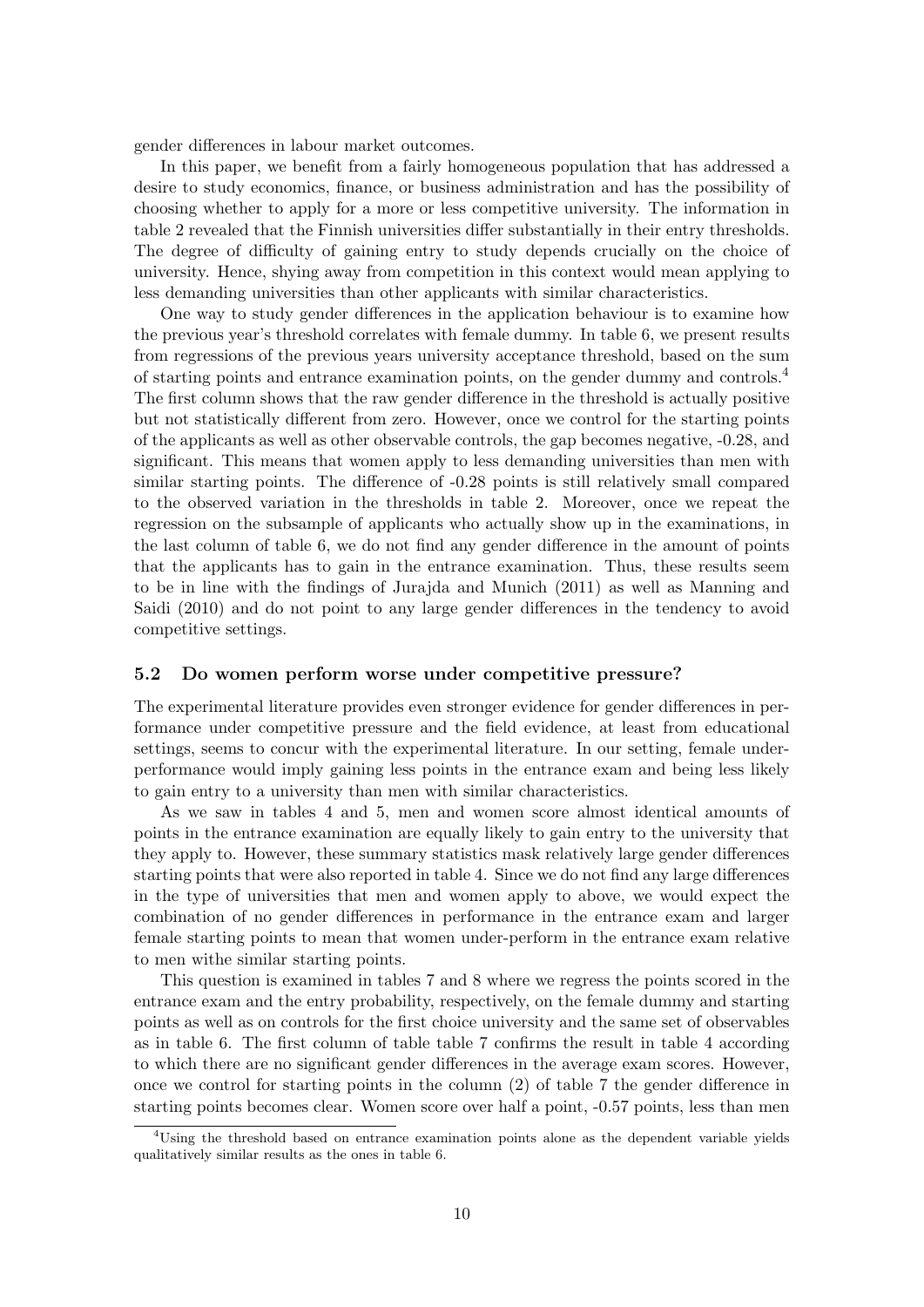gender differences in labour market outcomes.

In this paper, we benefit from a fairly homogeneous population that has addressed a desire to study economics, finance, or business administration and has the possibility of choosing whether to apply for a more or less competitive university. The information in table 2 revealed that the Finnish universities differ substantially in their entry thresholds. The degree of difficulty of gaining entry to study depends crucially on the choice of university. Hence, shying away from competition in this context would mean applying to less demanding universities than other applicants with similar characteristics.

One way to study gender differences in the application behaviour is to examine how the previous year's threshold correlates with female dummy. In table 6, we present results from regressions of the previous years university acceptance threshold, based on the sum of starting points and entrance examination points, on the gender dummy and controls.[4] The first column shows that the raw gender difference in the threshold is actually positive but not statistically different from zero. However, once we control for the starting points of the applicants as well as other observable controls, the gap becomes negative, -0.28, and significant. This means that women apply to less demanding universities than men with similar starting points. The difference of -0.28 points is still relatively small compared to the observed variation in the thresholds in table 2. Moreover, once we repeat the regression on the subsample of applicants who actually show up in the examinations, in the last column of table 6, we do not find any gender difference in the amount of points that the applicants has to gain in the entrance examination. Thus, these results seem to be in line with the findings of Jurajda and Munich (2011) as well as Manning and Saidi (2010) and do not point to any large gender differences in the tendency to avoid competitive settings.

### 5.2 Do women perform worse under competitive pressure?

The experimental literature provides even stronger evidence for gender differences in performance under competitive pressure and the field evidence, at least from educational settings, seems to concur with the experimental literature. In our setting, female under-performance would imply gaining less points in the entrance exam and being less likely to gain entry to a university than men with similar characteristics.

As we saw in tables 4 and 5, men and women score almost identical amounts of points in the entrance examination are equally likely to gain entry to the university that they apply to. However, these summary statistics mask relatively large gender differences starting points that were also reported in table 4. Since we do not find any large differences in the type of universities that men and women apply to above, we would expect the combination of no gender differences in performance in the entrance exam and larger female starting points to mean that women under-perform in the entrance exam relative to men withe similar starting points.

This question is examined in tables 7 and 8 where we regress the points scored in the entrance exam and the entry probability, respectively, on the female dummy and starting points as well as on controls for the first choice university and the same set of observables as in table 6. The first column of table table 7 confirms the result in table 4 according to which there are no significant gender differences in the average exam scores. However, once we control for starting points in the column (2) of table 7 the gender difference in starting points becomes clear. Women score over half a point, -0.57 points, less than men

[4] Using the threshold based on entrance examination points alone as the dependent variable yields qualitatively similar results as the ones in table 6.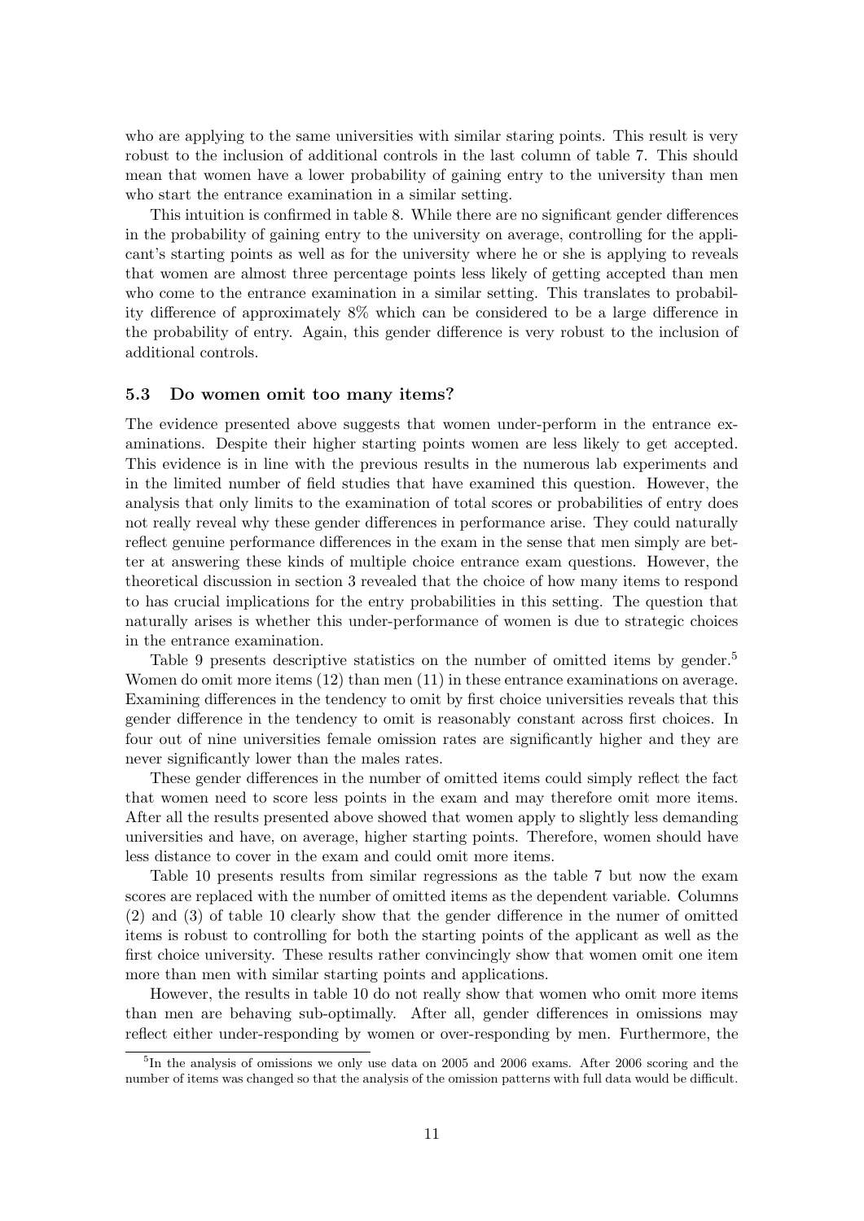who are applying to the same universities with similar staring points. This result is very robust to the inclusion of additional controls in the last column of table 7. This should mean that women have a lower probability of gaining entry to the university than men who start the entrance examination in a similar setting.

This intuition is confirmed in table 8. While there are no significant gender differences in the probability of gaining entry to the university on average, controlling for the applicant's starting points as well as for the university where he or she is applying to reveals that women are almost three percentage points less likely of getting accepted than men who come to the entrance examination in a similar setting. This translates to probability difference of approximately 8% which can be considered to be a large difference in the probability of entry. Again, this gender difference is very robust to the inclusion of additional controls.

### 5.3 Do women omit too many items?

The evidence presented above suggests that women under-perform in the entrance examinations. Despite their higher starting points women are less likely to get accepted. This evidence is in line with the previous results in the numerous lab experiments and in the limited number of field studies that have examined this question. However, the analysis that only limits to the examination of total scores or probabilities of entry does not really reveal why these gender differences in performance arise. They could naturally reflect genuine performance differences in the exam in the sense that men simply are better at answering these kinds of multiple choice entrance exam questions. However, the theoretical discussion in section 3 revealed that the choice of how many items to respond to has crucial implications for the entry probabilities in this setting. The question that naturally arises is whether this under-performance of women is due to strategic choices in the entrance examination.

Table 9 presents descriptive statistics on the number of omitted items by gender.[5] Women do omit more items (12) than men (11) in these entrance examinations on average. Examining differences in the tendency to omit by first choice universities reveals that this gender difference in the tendency to omit is reasonably constant across first choices. In four out of nine universities female omission rates are significantly higher and they are never significantly lower than the males rates.

These gender differences in the number of omitted items could simply reflect the fact that women need to score less points in the exam and may therefore omit more items. After all the results presented above showed that women apply to slightly less demanding universities and have, on average, higher starting points. Therefore, women should have less distance to cover in the exam and could omit more items.

Table 10 presents results from similar regressions as the table 7 but now the exam scores are replaced with the number of omitted items as the dependent variable. Columns (2) and (3) of table 10 clearly show that the gender difference in the numer of omitted items is robust to controlling for both the starting points of the applicant as well as the first choice university. These results rather convincingly show that women omit one item more than men with similar starting points and applications.

However, the results in table 10 do not really show that women who omit more items than men are behaving sub-optimally. After all, gender differences in omissions may reflect either under-responding by women or over-responding by men. Furthermore, the

[5] In the analysis of omissions we only use data on 2005 and 2006 exams. After 2006 scoring and the number of items was changed so that the analysis of the omission patterns with full data would be difficult.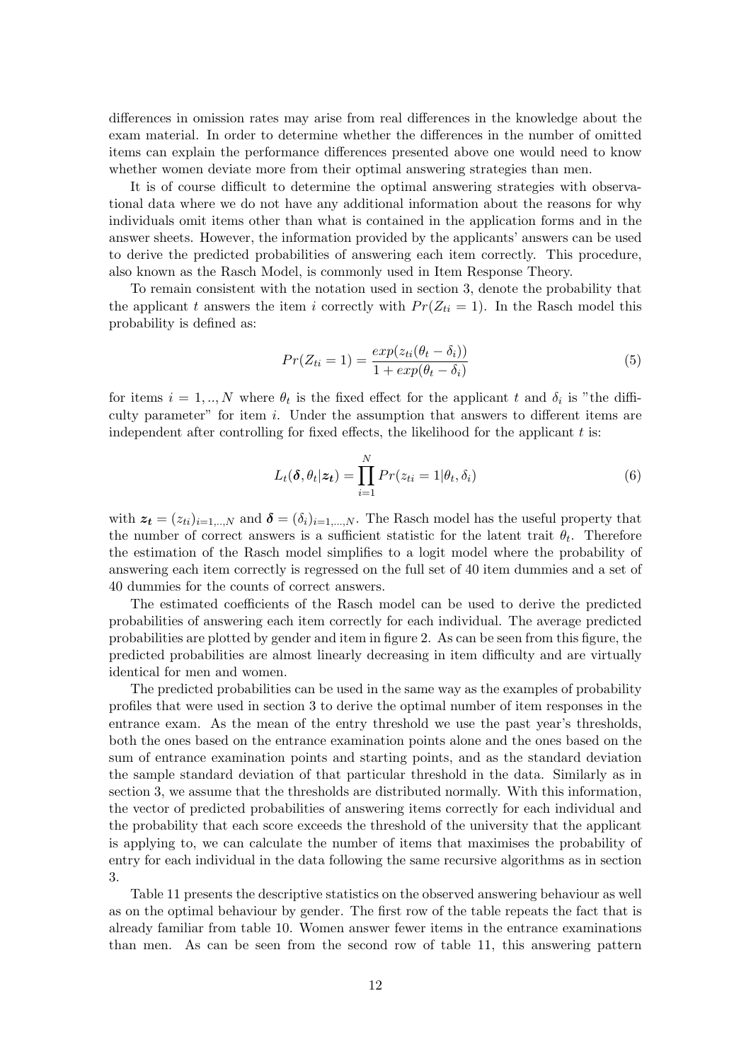differences in omission rates may arise from real differences in the knowledge about the exam material. In order to determine whether the differences in the number of omitted items can explain the performance differences presented above one would need to know whether women deviate more from their optimal answering strategies than men.

It is of course difficult to determine the optimal answering strategies with observational data where we do not have any additional information about the reasons for why individuals omit items other than what is contained in the application forms and in the answer sheets. However, the information provided by the applicants' answers can be used to derive the predicted probabilities of answering each item correctly. This procedure, also known as the Rasch Model, is commonly used in Item Response Theory.

To remain consistent with the notation used in section 3, denote the probability that the applicant $t$ answers the item $i$ correctly with $Pr(Z_{ti} = 1)$. In the Rasch model this probability is defined as:

$$Pr(Z_{ti} = 1) = \frac{exp(z_{ti}(\theta_t - \delta_i))}{1 + exp(\theta_t - \delta_i)} \tag{5}$$

for items $i = 1, .., N$ where $\theta_t$ is the fixed effect for the applicant $t$ and $\delta_i$ is "the difficulty parameter" for item $i$. Under the assumption that answers to different items are independent after controlling for fixed effects, the likelihood for the applicant $t$ is:

$$L_t(\boldsymbol{\delta}, \theta_t | \boldsymbol{z_t}) = \prod_{i=1}^{N} Pr(z_{ti} = 1 | \theta_t, \delta_i) \tag{6}$$

with $\boldsymbol{z_t} = (z_{ti})_{i=1,..,N}$ and $\boldsymbol{\delta} = (\delta_i)_{i=1,...,N}$. The Rasch model has the useful property that the number of correct answers is a sufficient statistic for the latent trait $\theta_t$. Therefore the estimation of the Rasch model simplifies to a logit model where the probability of answering each item correctly is regressed on the full set of 40 item dummies and a set of 40 dummies for the counts of correct answers.

The estimated coefficients of the Rasch model can be used to derive the predicted probabilities of answering each item correctly for each individual. The average predicted probabilities are plotted by gender and item in figure 2. As can be seen from this figure, the predicted probabilities are almost linearly decreasing in item difficulty and are virtually identical for men and women.

The predicted probabilities can be used in the same way as the examples of probability profiles that were used in section 3 to derive the optimal number of item responses in the entrance exam. As the mean of the entry threshold we use the past year's thresholds, both the ones based on the entrance examination points alone and the ones based on the sum of entrance examination points and starting points, and as the standard deviation the sample standard deviation of that particular threshold in the data. Similarly as in section 3, we assume that the thresholds are distributed normally. With this information, the vector of predicted probabilities of answering items correctly for each individual and the probability that each score exceeds the threshold of the university that the applicant is applying to, we can calculate the number of items that maximises the probability of entry for each individual in the data following the same recursive algorithms as in section 3.

Table 11 presents the descriptive statistics on the observed answering behaviour as well as on the optimal behaviour by gender. The first row of the table repeats the fact that is already familiar from table 10. Women answer fewer items in the entrance examinations than men. As can be seen from the second row of table 11, this answering pattern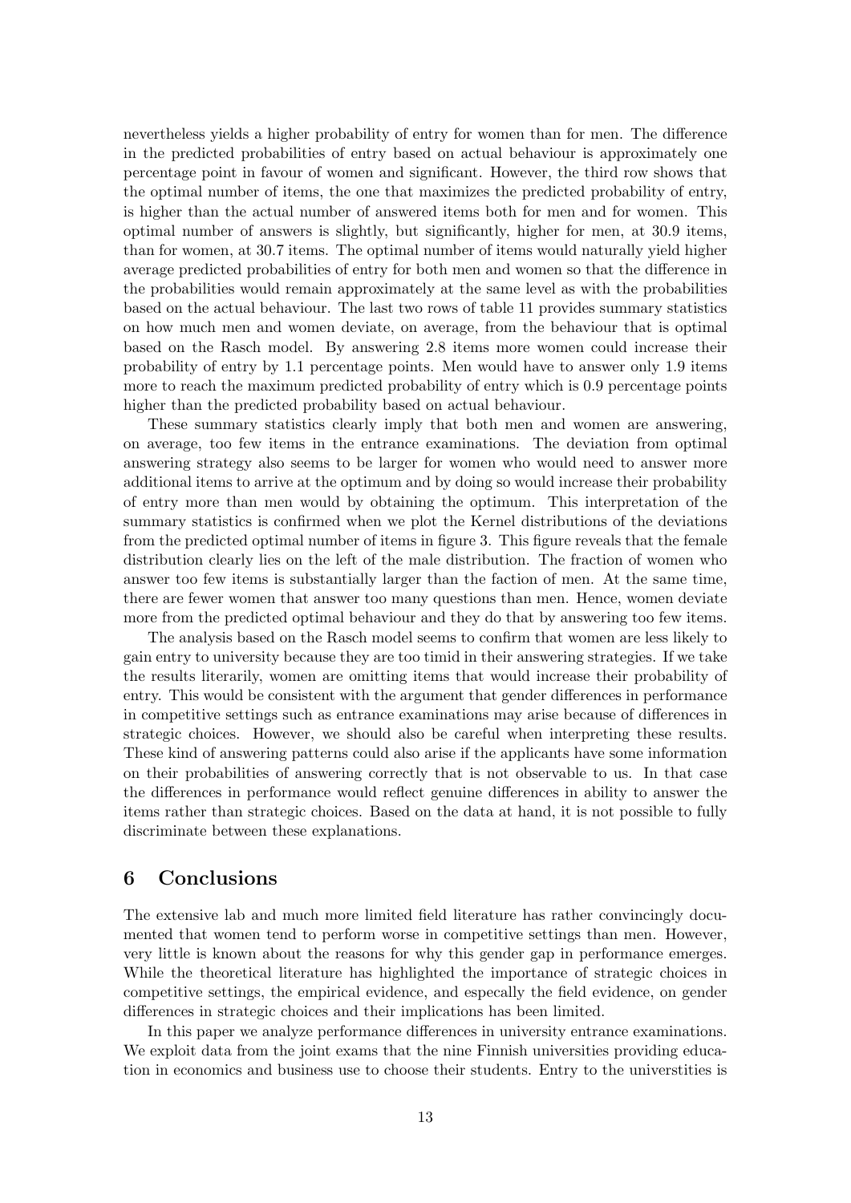nevertheless yields a higher probability of entry for women than for men. The difference in the predicted probabilities of entry based on actual behaviour is approximately one percentage point in favour of women and significant. However, the third row shows that the optimal number of items, the one that maximizes the predicted probability of entry, is higher than the actual number of answered items both for men and for women. This optimal number of answers is slightly, but significantly, higher for men, at 30.9 items, than for women, at 30.7 items. The optimal number of items would naturally yield higher average predicted probabilities of entry for both men and women so that the difference in the probabilities would remain approximately at the same level as with the probabilities based on the actual behaviour. The last two rows of table 11 provides summary statistics on how much men and women deviate, on average, from the behaviour that is optimal based on the Rasch model. By answering 2.8 items more women could increase their probability of entry by 1.1 percentage points. Men would have to answer only 1.9 items more to reach the maximum predicted probability of entry which is 0.9 percentage points higher than the predicted probability based on actual behaviour.

These summary statistics clearly imply that both men and women are answering, on average, too few items in the entrance examinations. The deviation from optimal answering strategy also seems to be larger for women who would need to answer more additional items to arrive at the optimum and by doing so would increase their probability of entry more than men would by obtaining the optimum. This interpretation of the summary statistics is confirmed when we plot the Kernel distributions of the deviations from the predicted optimal number of items in figure 3. This figure reveals that the female distribution clearly lies on the left of the male distribution. The fraction of women who answer too few items is substantially larger than the faction of men. At the same time, there are fewer women that answer too many questions than men. Hence, women deviate more from the predicted optimal behaviour and they do that by answering too few items.

The analysis based on the Rasch model seems to confirm that women are less likely to gain entry to university because they are too timid in their answering strategies. If we take the results literarily, women are omitting items that would increase their probability of entry. This would be consistent with the argument that gender differences in performance in competitive settings such as entrance examinations may arise because of differences in strategic choices. However, we should also be careful when interpreting these results. These kind of answering patterns could also arise if the applicants have some information on their probabilities of answering correctly that is not observable to us. In that case the differences in performance would reflect genuine differences in ability to answer the items rather than strategic choices. Based on the data at hand, it is not possible to fully discriminate between these explanations.

# 6 Conclusions

The extensive lab and much more limited field literature has rather convincingly documented that women tend to perform worse in competitive settings than men. However, very little is known about the reasons for why this gender gap in performance emerges. While the theoretical literature has highlighted the importance of strategic choices in competitive settings, the empirical evidence, and especally the field evidence, on gender differences in strategic choices and their implications has been limited.

In this paper we analyze performance differences in university entrance examinations. We exploit data from the joint exams that the nine Finnish universities providing education in economics and business use to choose their students. Entry to the universtities is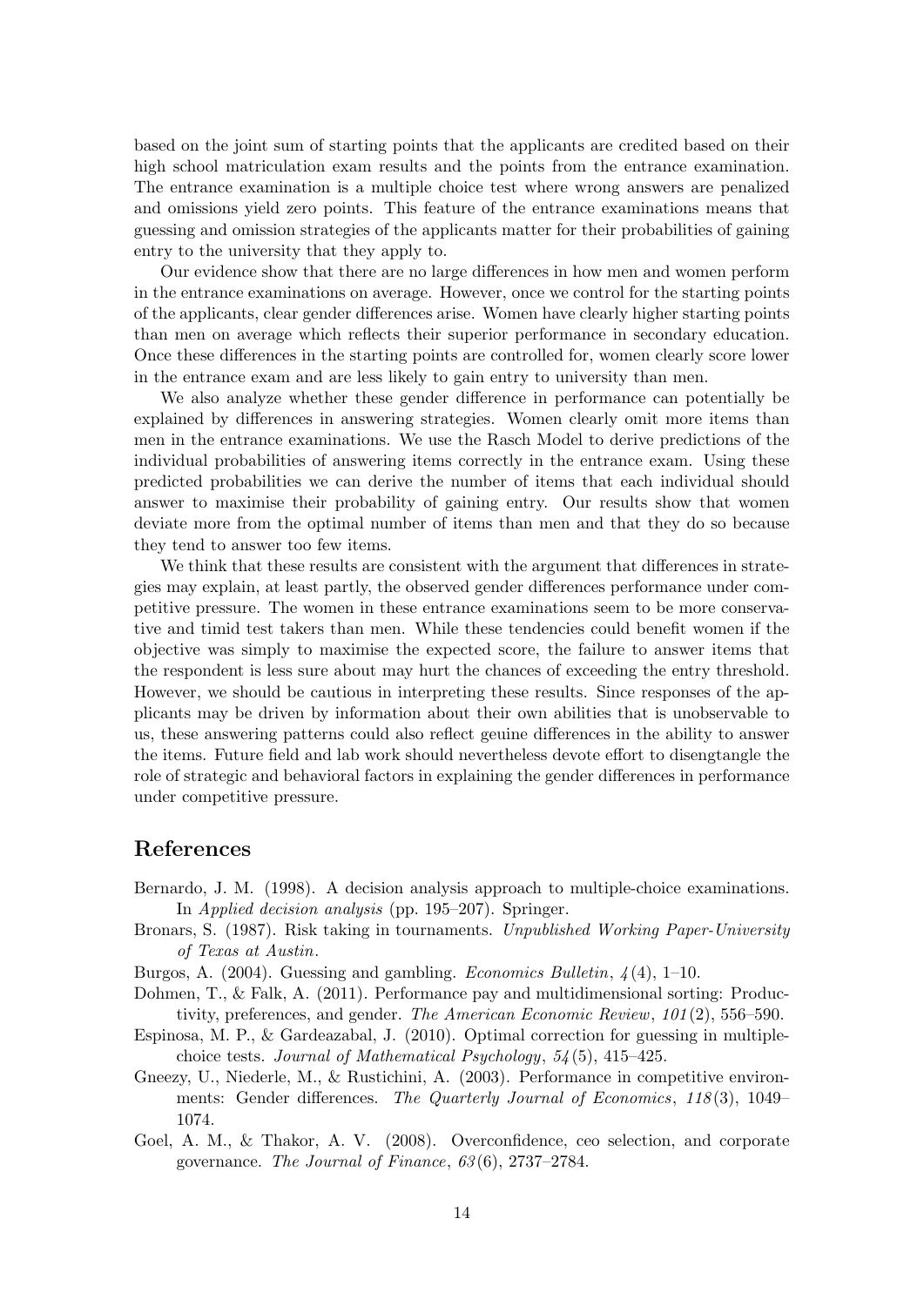based on the joint sum of starting points that the applicants are credited based on their high school matriculation exam results and the points from the entrance examination. The entrance examination is a multiple choice test where wrong answers are penalized and omissions yield zero points. This feature of the entrance examinations means that guessing and omission strategies of the applicants matter for their probabilities of gaining entry to the university that they apply to.

Our evidence show that there are no large differences in how men and women perform in the entrance examinations on average. However, once we control for the starting points of the applicants, clear gender differences arise. Women have clearly higher starting points than men on average which reflects their superior performance in secondary education. Once these differences in the starting points are controlled for, women clearly score lower in the entrance exam and are less likely to gain entry to university than men.

We also analyze whether these gender difference in performance can potentially be explained by differences in answering strategies. Women clearly omit more items than men in the entrance examinations. We use the Rasch Model to derive predictions of the individual probabilities of answering items correctly in the entrance exam. Using these predicted probabilities we can derive the number of items that each individual should answer to maximise their probability of gaining entry. Our results show that women deviate more from the optimal number of items than men and that they do so because they tend to answer too few items.

We think that these results are consistent with the argument that differences in strategies may explain, at least partly, the observed gender differences performance under competitive pressure. The women in these entrance examinations seem to be more conservative and timid test takers than men. While these tendencies could benefit women if the objective was simply to maximise the expected score, the failure to answer items that the respondent is less sure about may hurt the chances of exceeding the entry threshold. However, we should be cautious in interpreting these results. Since responses of the applicants may be driven by information about their own abilities that is unobservable to us, these answering patterns could also reflect geuine differences in the ability to answer the items. Future field and lab work should nevertheless devote effort to disengtangle the role of strategic and behavioral factors in explaining the gender differences in performance under competitive pressure.

## References

Bernardo, J. M. (1998). A decision analysis approach to multiple-choice examinations. In *Applied decision analysis* (pp. 195–207). Springer.

Bronars, S. (1987). Risk taking in tournaments. *Unpublished Working Paper-University of Texas at Austin*.

Burgos, A. (2004). Guessing and gambling. *Economics Bulletin*, *4*(4), 1–10.

Dohmen, T., & Falk, A. (2011). Performance pay and multidimensional sorting: Productivity, preferences, and gender. *The American Economic Review*, *101*(2), 556–590.

Espinosa, M. P., & Gardeazabal, J. (2010). Optimal correction for guessing in multiple-choice tests. *Journal of Mathematical Psychology*, *54*(5), 415–425.

Gneezy, U., Niederle, M., & Rustichini, A. (2003). Performance in competitive environments: Gender differences. *The Quarterly Journal of Economics*, *118*(3), 1049–1074.

Goel, A. M., & Thakor, A. V. (2008). Overconfidence, ceo selection, and corporate governance. *The Journal of Finance*, *63*(6), 2737–2784.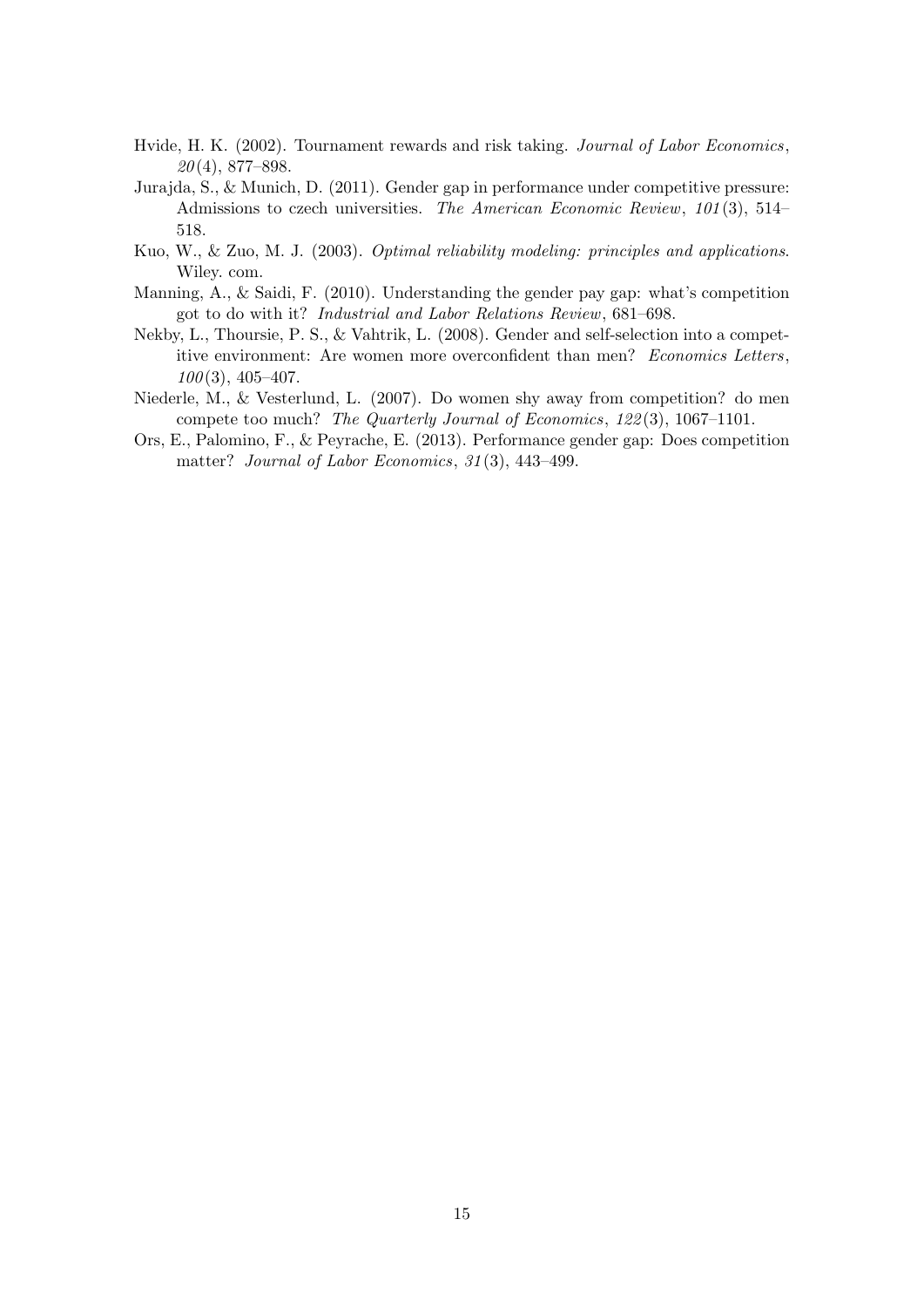Hvide, H. K. (2002). Tournament rewards and risk taking. *Journal of Labor Economics*, *20*(4), 877–898.

Jurajda, S., & Munich, D. (2011). Gender gap in performance under competitive pressure: Admissions to czech universities. *The American Economic Review*, *101*(3), 514–518.

Kuo, W., & Zuo, M. J. (2003). *Optimal reliability modeling: principles and applications*. Wiley. com.

Manning, A., & Saidi, F. (2010). Understanding the gender pay gap: what's competition got to do with it? *Industrial and Labor Relations Review*, 681–698.

Nekby, L., Thoursie, P. S., & Vahtrik, L. (2008). Gender and self-selection into a competitive environment: Are women more overconfident than men? *Economics Letters*, *100*(3), 405–407.

Niederle, M., & Vesterlund, L. (2007). Do women shy away from competition? do men compete too much? *The Quarterly Journal of Economics*, *122*(3), 1067–1101.

Ors, E., Palomino, F., & Peyrache, E. (2013). Performance gender gap: Does competition matter? *Journal of Labor Economics*, *31*(3), 443–499.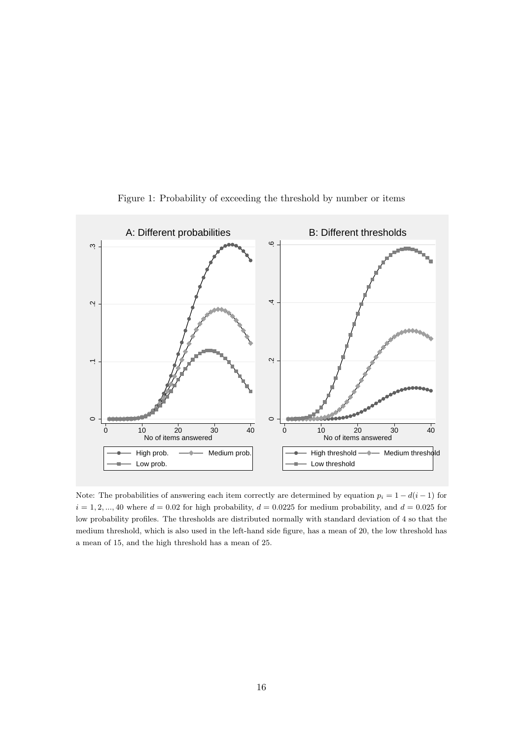Figure 1: Probability of exceeding the threshold by number or items

Note: The probabilities of answering each item correctly are determined by equation $p_i = 1 - d(i-1)$ for $i = 1, 2, ..., 40$ where $d = 0.02$ for high probability, $d = 0.0225$ for medium probability, and $d = 0.025$ for low probability profiles. The thresholds are distributed normally with standard deviation of 4 so that the medium threshold, which is also used in the left-hand side figure, has a mean of 20, the low threshold has a mean of 15, and the high threshold has a mean of 25.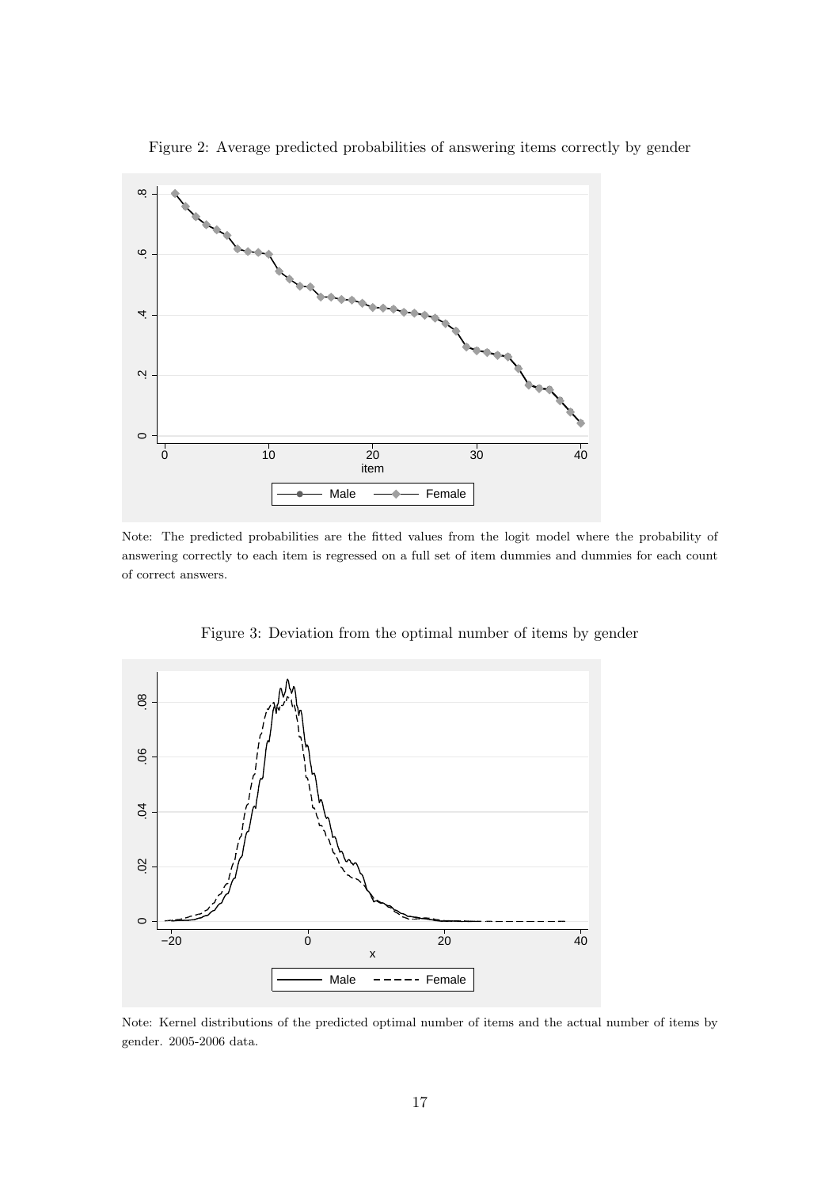Figure 2: Average predicted probabilities of answering items correctly by gender

Note: The predicted probabilities are the fitted values from the logit model where the probability of answering correctly to each item is regressed on a full set of item dummies and dummies for each count of correct answers.

Figure 3: Deviation from the optimal number of items by gender

Note: Kernel distributions of the predicted optimal number of items and the actual number of items by gender. 2005-2006 data.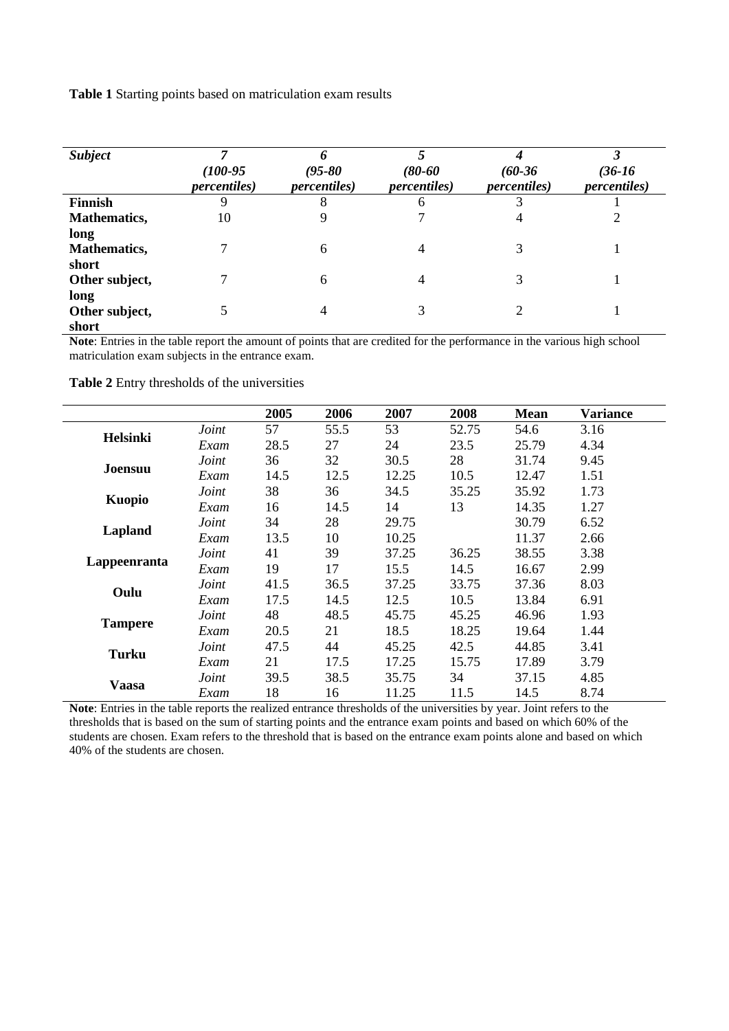**Table 1** Starting points based on matriculation exam results

| *Subject* | *7 (100-95 percentiles)* | *6 (95-80 percentiles)* | *5 (80-60 percentiles)* | *4 (60-36 percentiles)* | *3 (36-16 percentiles)* |
|---|---|---|---|---|---|
| **Finnish** | 9 | 8 | 6 | 3 | 1 |
| **Mathematics, long** | 10 | 9 | 7 | 4 | 2 |
| **Mathematics, short** | 7 | 6 | 4 | 3 | 1 |
| **Other subject, long** | 7 | 6 | 4 | 3 | 1 |
| **Other subject, short** | 5 | 4 | 3 | 2 | 1 |

**Note**: Entries in the table report the amount of points that are credited for the performance in the various high school matriculation exam subjects in the entrance exam.

**Table 2** Entry thresholds of the universities

| | | 2005 | 2006 | 2007 | 2008 | Mean | Variance |
|---|---|---|---|---|---|---|---|
| **Helsinki** | *Joint* | 57 | 55.5 | 53 | 52.75 | 54.6 | 3.16 |
| | *Exam* | 28.5 | 27 | 24 | 23.5 | 25.79 | 4.34 |
| **Joensuu** | *Joint* | 36 | 32 | 30.5 | 28 | 31.74 | 9.45 |
| | *Exam* | 14.5 | 12.5 | 12.25 | 10.5 | 12.47 | 1.51 |
| **Kuopio** | *Joint* | 38 | 36 | 34.5 | 35.25 | 35.92 | 1.73 |
| | *Exam* | 16 | 14.5 | 14 | 13 | 14.35 | 1.27 |
| **Lapland** | *Joint* | 34 | 28 | 29.75 | | 30.79 | 6.52 |
| | *Exam* | 13.5 | 10 | 10.25 | | 11.37 | 2.66 |
| **Lappeenranta** | *Joint* | 41 | 39 | 37.25 | 36.25 | 38.55 | 3.38 |
| | *Exam* | 19 | 17 | 15.5 | 14.5 | 16.67 | 2.99 |
| **Oulu** | *Joint* | 41.5 | 36.5 | 37.25 | 33.75 | 37.36 | 8.03 |
| | *Exam* | 17.5 | 14.5 | 12.5 | 10.5 | 13.84 | 6.91 |
| **Tampere** | *Joint* | 48 | 48.5 | 45.75 | 45.25 | 46.96 | 1.93 |
| | *Exam* | 20.5 | 21 | 18.5 | 18.25 | 19.64 | 1.44 |
| **Turku** | *Joint* | 47.5 | 44 | 45.25 | 42.5 | 44.85 | 3.41 |
| | *Exam* | 21 | 17.5 | 17.25 | 15.75 | 17.89 | 3.79 |
| **Vaasa** | *Joint* | 39.5 | 38.5 | 35.75 | 34 | 37.15 | 4.85 |
| | *Exam* | 18 | 16 | 11.25 | 11.5 | 14.5 | 8.74 |

**Note**: Entries in the table reports the realized entrance thresholds of the universities by year. Joint refers to the thresholds that is based on the sum of starting points and the entrance exam points and based on which 60% of the students are chosen. Exam refers to the threshold that is based on the entrance exam points alone and based on which 40% of the students are chosen.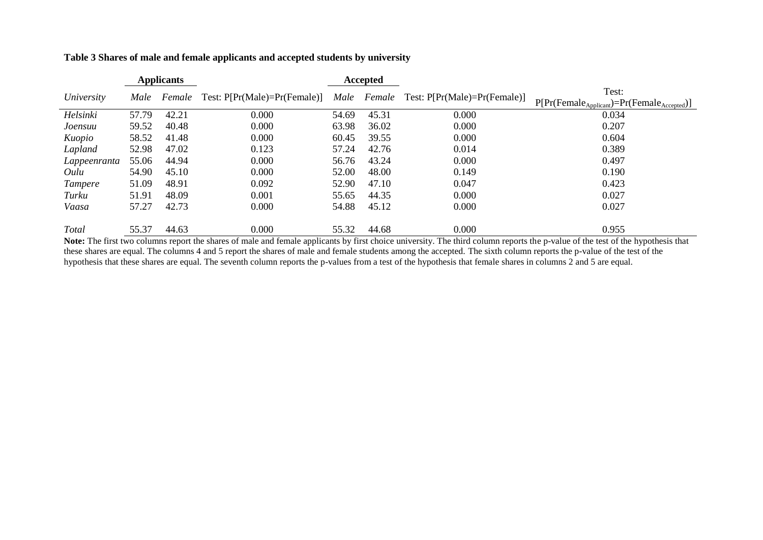**Table 3 Shares of male and female applicants and accepted students by university**

| | Applicants | | | Accepted | | | |
|---|---|---|---|---|---|---|---|
| *University* | *Male* | *Female* | Test: P[Pr(Male)=Pr(Female)] | *Male* | *Female* | Test: P[Pr(Male)=Pr(Female)] | Test: P[Pr($\text{Female}_{\text{Applicant}}$)=Pr($\text{Female}_{\text{Accepted}}$)] |
| *Helsinki* | 57.79 | 42.21 | 0.000 | 54.69 | 45.31 | 0.000 | 0.034 |
| *Joensuu* | 59.52 | 40.48 | 0.000 | 63.98 | 36.02 | 0.000 | 0.207 |
| *Kuopio* | 58.52 | 41.48 | 0.000 | 60.45 | 39.55 | 0.000 | 0.604 |
| *Lapland* | 52.98 | 47.02 | 0.123 | 57.24 | 42.76 | 0.014 | 0.389 |
| *Lappeenranta* | 55.06 | 44.94 | 0.000 | 56.76 | 43.24 | 0.000 | 0.497 |
| *Oulu* | 54.90 | 45.10 | 0.000 | 52.00 | 48.00 | 0.149 | 0.190 |
| *Tampere* | 51.09 | 48.91 | 0.092 | 52.90 | 47.10 | 0.047 | 0.423 |
| *Turku* | 51.91 | 48.09 | 0.001 | 55.65 | 44.35 | 0.000 | 0.027 |
| *Vaasa* | 57.27 | 42.73 | 0.000 | 54.88 | 45.12 | 0.000 | 0.027 |
| *Total* | 55.37 | 44.63 | 0.000 | 55.32 | 44.68 | 0.000 | 0.955 |

**Note:** The first two columns report the shares of male and female applicants by first choice university. The third column reports the p-value of the test of the hypothesis that these shares are equal. The columns 4 and 5 report the shares of male and female students among the accepted. The sixth column reports the p-value of the test of the hypothesis that these shares are equal. The seventh column reports the p-values from a test of the hypothesis that female shares in columns 2 and 5 are equal.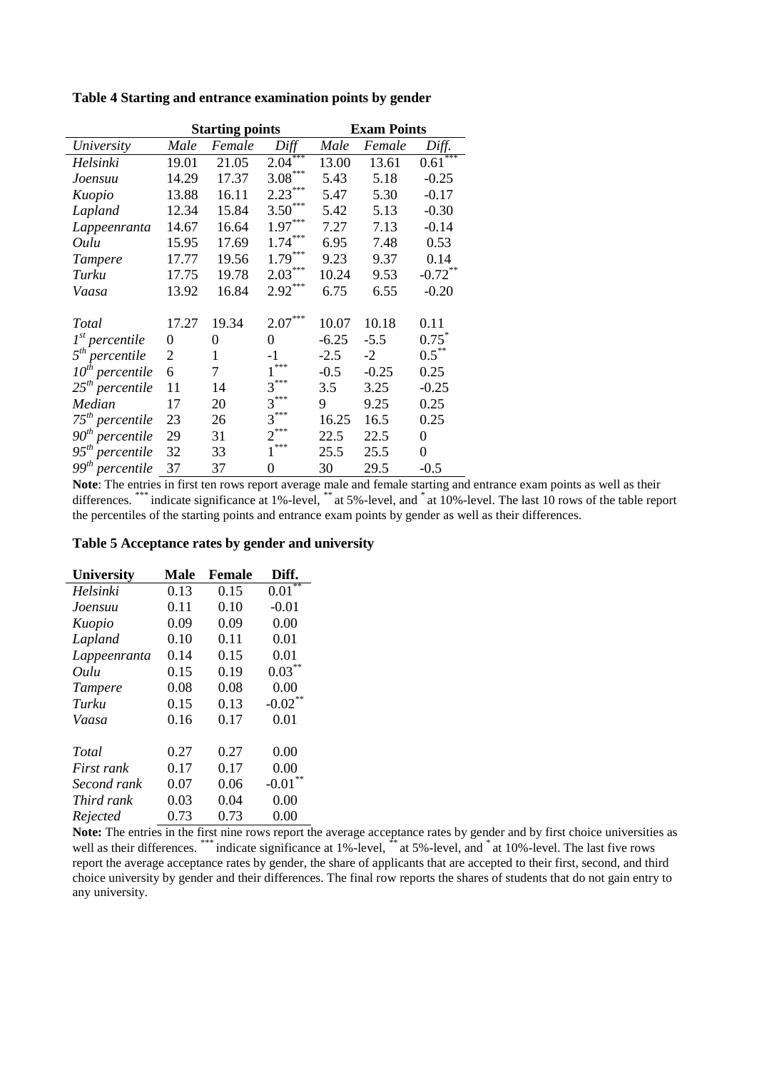**Table 4 Starting and entrance examination points by gender**

| | Starting points | | | Exam Points | | |
|---|---|---|---|---|---|---|
| *University* | *Male* | *Female* | *Diff* | *Male* | *Female* | *Diff.* |
| *Helsinki* | 19.01 | 21.05 | 2.04*** | 13.00 | 13.61 | 0.61*** |
| *Joensuu* | 14.29 | 17.37 | 3.08*** | 5.43 | 5.18 | -0.25 |
| *Kuopio* | 13.88 | 16.11 | 2.23*** | 5.47 | 5.30 | -0.17 |
| *Lapland* | 12.34 | 15.84 | 3.50*** | 5.42 | 5.13 | -0.30 |
| *Lappeenranta* | 14.67 | 16.64 | 1.97*** | 7.27 | 7.13 | -0.14 |
| *Oulu* | 15.95 | 17.69 | 1.74*** | 6.95 | 7.48 | 0.53 |
| *Tampere* | 17.77 | 19.56 | 1.79*** | 9.23 | 9.37 | 0.14 |
| *Turku* | 17.75 | 19.78 | 2.03*** | 10.24 | 9.53 | -0.72** |
| *Vaasa* | 13.92 | 16.84 | 2.92*** | 6.75 | 6.55 | -0.20 |
| | | | | | | |
| *Total* | 17.27 | 19.34 | 2.07*** | 10.07 | 10.18 | 0.11 |
| *1st percentile* | 0 | 0 | 0 | -6.25 | -5.5 | 0.75* |
| *5th percentile* | 2 | 1 | -1 | -2.5 | -2 | 0.5** |
| *10th percentile* | 6 | 7 | 1*** | -0.5 | -0.25 | 0.25 |
| *25th percentile* | 11 | 14 | 3*** | 3.5 | 3.25 | -0.25 |
| *Median* | 17 | 20 | 3*** | 9 | 9.25 | 0.25 |
| *75th percentile* | 23 | 26 | 3*** | 16.25 | 16.5 | 0.25 |
| *90th percentile* | 29 | 31 | 2*** | 22.5 | 22.5 | 0 |
| *95th percentile* | 32 | 33 | 1*** | 25.5 | 25.5 | 0 |
| *99th percentile* | 37 | 37 | 0 | 30 | 29.5 | -0.5 |

**Note**: The entries in first ten rows report average male and female starting and entrance exam points as well as their differences. *** indicate significance at 1%-level, ** at 5%-level, and * at 10%-level. The last 10 rows of the table report the percentiles of the starting points and entrance exam points by gender as well as their differences.

**Table 5 Acceptance rates by gender and university**

| University | Male | Female | Diff. |
|---|---|---|---|
| *Helsinki* | 0.13 | 0.15 | 0.01** |
| *Joensuu* | 0.11 | 0.10 | -0.01 |
| *Kuopio* | 0.09 | 0.09 | 0.00 |
| *Lapland* | 0.10 | 0.11 | 0.01 |
| *Lappeenranta* | 0.14 | 0.15 | 0.01 |
| *Oulu* | 0.15 | 0.19 | 0.03** |
| *Tampere* | 0.08 | 0.08 | 0.00 |
| *Turku* | 0.15 | 0.13 | -0.02** |
| *Vaasa* | 0.16 | 0.17 | 0.01 |
| | | | |
| *Total* | 0.27 | 0.27 | 0.00 |
| *First rank* | 0.17 | 0.17 | 0.00 |
| *Second rank* | 0.07 | 0.06 | -0.01** |
| *Third rank* | 0.03 | 0.04 | 0.00 |
| *Rejected* | 0.73 | 0.73 | 0.00 |

**Note:** The entries in the first nine rows report the average acceptance rates by gender and by first choice universities as well as their differences. *** indicate significance at 1%-level, ** at 5%-level, and * at 10%-level. The last five rows report the average acceptance rates by gender, the share of applicants that are accepted to their first, second, and third choice university by gender and their differences. The final row reports the shares of students that do not gain entry to any university.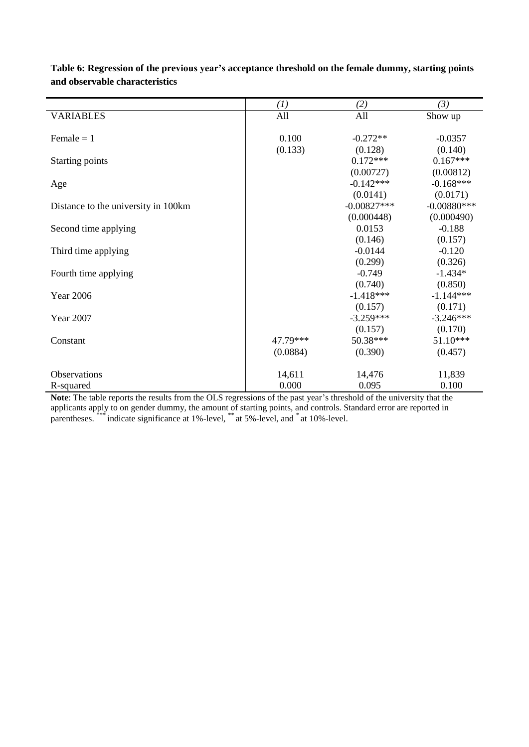**Table 6: Regression of the previous year's acceptance threshold on the female dummy, starting points and observable characteristics**

| | *(1)* | *(2)* | *(3)* |
|---|---|---|---|
| VARIABLES | All | All | Show up |
| Female = 1 | 0.100 | -0.272** | -0.0357 |
| | (0.133) | (0.128) | (0.140) |
| Starting points | | 0.172*** | 0.167*** |
| | | (0.00727) | (0.00812) |
| Age | | -0.142*** | -0.168*** |
| | | (0.0141) | (0.0171) |
| Distance to the university in 100km | | -0.00827*** | -0.00880*** |
| | | (0.000448) | (0.000490) |
| Second time applying | | 0.0153 | -0.188 |
| | | (0.146) | (0.157) |
| Third time applying | | -0.0144 | -0.120 |
| | | (0.299) | (0.326) |
| Fourth time applying | | -0.749 | -1.434* |
| | | (0.740) | (0.850) |
| Year 2006 | | -1.418*** | -1.144*** |
| | | (0.157) | (0.171) |
| Year 2007 | | -3.259*** | -3.246*** |
| | | (0.157) | (0.170) |
| Constant | 47.79*** | 50.38*** | 51.10*** |
| | (0.0884) | (0.390) | (0.457) |
| Observations | 14,611 | 14,476 | 11,839 |
| R-squared | 0.000 | 0.095 | 0.100 |

**Note**: The table reports the results from the OLS regressions of the past year's threshold of the university that the applicants apply to on gender dummy, the amount of starting points, and controls. Standard error are reported in parentheses. *** indicate significance at 1%-level, ** at 5%-level, and * at 10%-level.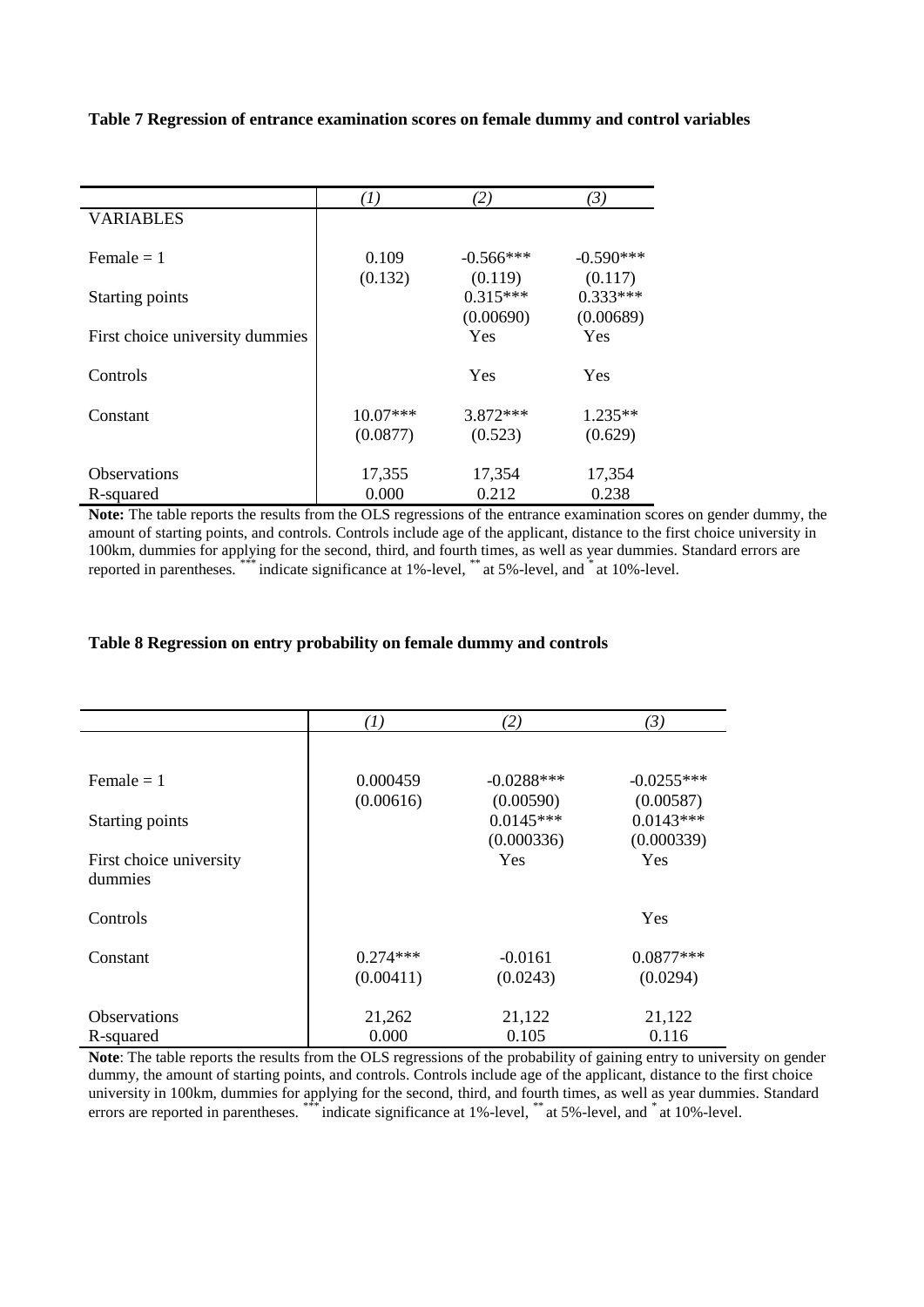**Table 7 Regression of entrance examination scores on female dummy and control variables**

| | *(1)* | *(2)* | *(3)* |
|---|---|---|---|
| VARIABLES | | | |
| Female = 1 | 0.109 | -0.566*** | -0.590*** |
| | (0.132) | (0.119) | (0.117) |
| Starting points | | 0.315*** | 0.333*** |
| | | (0.00690) | (0.00689) |
| First choice university dummies | | Yes | Yes |
| Controls | | Yes | Yes |
| Constant | 10.07*** | 3.872*** | 1.235** |
| | (0.0877) | (0.523) | (0.629) |
| Observations | 17,355 | 17,354 | 17,354 |
| R-squared | 0.000 | 0.212 | 0.238 |

**Note:** The table reports the results from the OLS regressions of the entrance examination scores on gender dummy, the amount of starting points, and controls. Controls include age of the applicant, distance to the first choice university in 100km, dummies for applying for the second, third, and fourth times, as well as year dummies. Standard errors are reported in parentheses. *** indicate significance at 1%-level, ** at 5%-level, and * at 10%-level.

**Table 8 Regression on entry probability on female dummy and controls**

| | *(1)* | *(2)* | *(3)* |
|---|---|---|---|
| Female = 1 | 0.000459 | -0.0288*** | -0.0255*** |
| | (0.00616) | (0.00590) | (0.00587) |
| Starting points | | 0.0145*** | 0.0143*** |
| | | (0.000336) | (0.000339) |
| First choice university dummies | | Yes | Yes |
| Controls | | | Yes |
| Constant | 0.274*** | -0.0161 | 0.0877*** |
| | (0.00411) | (0.0243) | (0.0294) |
| Observations | 21,262 | 21,122 | 21,122 |
| R-squared | 0.000 | 0.105 | 0.116 |

**Note**: The table reports the results from the OLS regressions of the probability of gaining entry to university on gender dummy, the amount of starting points, and controls. Controls include age of the applicant, distance to the first choice university in 100km, dummies for applying for the second, third, and fourth times, as well as year dummies. Standard errors are reported in parentheses. *** indicate significance at 1%-level, ** at 5%-level, and * at 10%-level.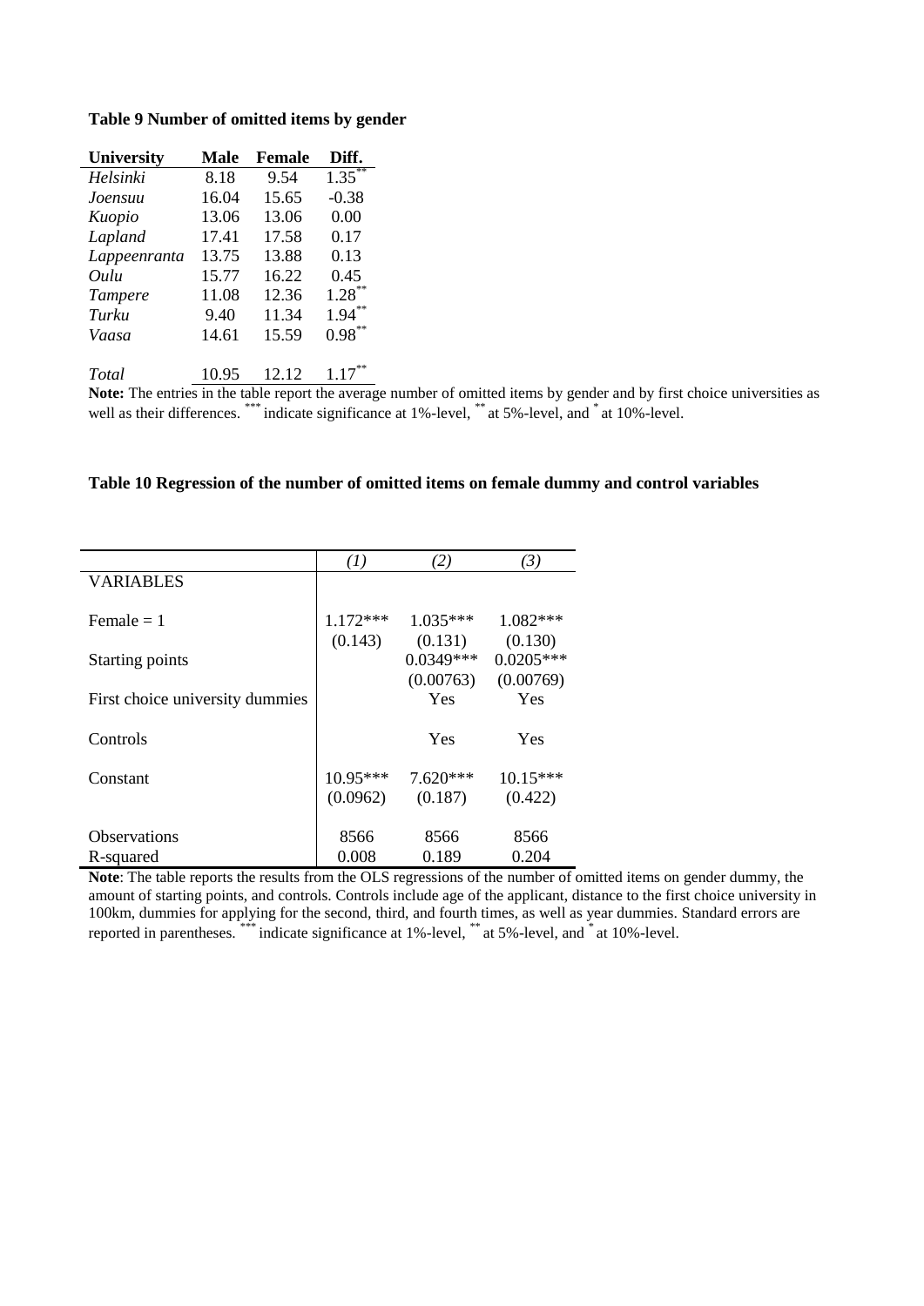**Table 9 Number of omitted items by gender**

| University | Male | Female | Diff. |
|---|---|---|---|
| *Helsinki* | 8.18 | 9.54 | 1.35** |
| *Joensuu* | 16.04 | 15.65 | -0.38 |
| *Kuopio* | 13.06 | 13.06 | 0.00 |
| *Lapland* | 17.41 | 17.58 | 0.17 |
| *Lappeenranta* | 13.75 | 13.88 | 0.13 |
| *Oulu* | 15.77 | 16.22 | 0.45 |
| *Tampere* | 11.08 | 12.36 | 1.28** |
| *Turku* | 9.40 | 11.34 | 1.94** |
| *Vaasa* | 14.61 | 15.59 | 0.98** |
| | | | |
| *Total* | 10.95 | 12.12 | 1.17** |

**Note:** The entries in the table report the average number of omitted items by gender and by first choice universities as well as their differences. *** indicate significance at 1%-level, ** at 5%-level, and * at 10%-level.

**Table 10 Regression of the number of omitted items on female dummy and control variables**

| | *(1)* | *(2)* | *(3)* |
|---|---|---|---|
| VARIABLES | | | |
| Female = 1 | 1.172*** | 1.035*** | 1.082*** |
| | (0.143) | (0.131) | (0.130) |
| Starting points | | 0.0349*** | 0.0205*** |
| | | (0.00763) | (0.00769) |
| First choice university dummies | | Yes | Yes |
| Controls | | Yes | Yes |
| Constant | 10.95*** | 7.620*** | 10.15*** |
| | (0.0962) | (0.187) | (0.422) |
| Observations | 8566 | 8566 | 8566 |
| R-squared | 0.008 | 0.189 | 0.204 |

**Note**: The table reports the results from the OLS regressions of the number of omitted items on gender dummy, the amount of starting points, and controls. Controls include age of the applicant, distance to the first choice university in 100km, dummies for applying for the second, third, and fourth times, as well as year dummies. Standard errors are reported in parentheses. *** indicate significance at 1%-level, ** at 5%-level, and * at 10%-level.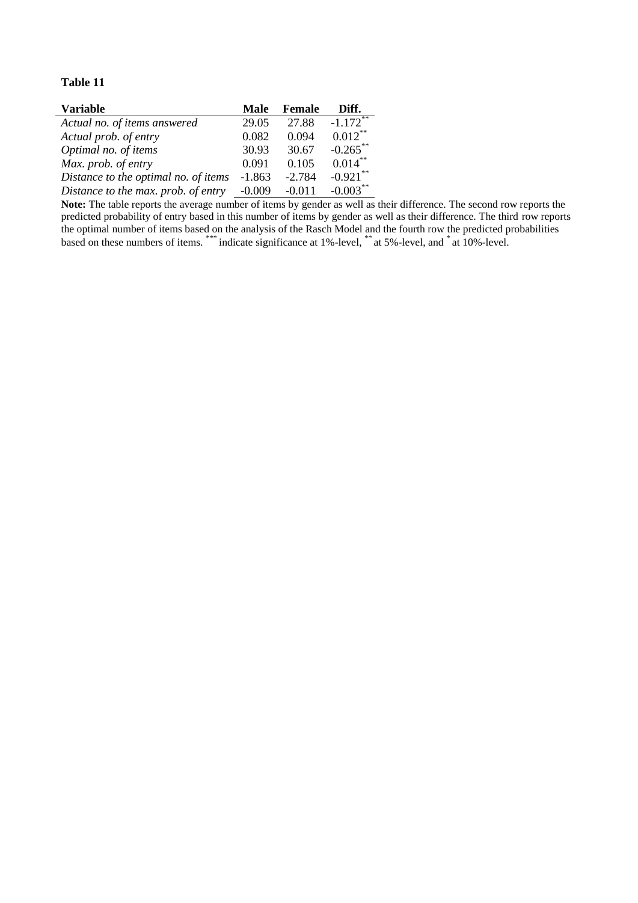**Table 11**

| Variable | Male | Female | Diff. |
|---|---|---|---|
| *Actual no. of items answered* | 29.05 | 27.88 | -1.172** |
| *Actual prob. of entry* | 0.082 | 0.094 | 0.012** |
| *Optimal no. of items* | 30.93 | 30.67 | -0.265** |
| *Max. prob. of entry* | 0.091 | 0.105 | 0.014** |
| *Distance to the optimal no. of items* | -1.863 | -2.784 | -0.921** |
| *Distance to the max. prob. of entry* | -0.009 | -0.011 | -0.003** |

**Note:** The table reports the average number of items by gender as well as their difference. The second row reports the predicted probability of entry based in this number of items by gender as well as their difference. The third row reports the optimal number of items based on the analysis of the Rasch Model and the fourth row the predicted probabilities based on these numbers of items. *** indicate significance at 1%-level, ** at 5%-level, and * at 10%-level.